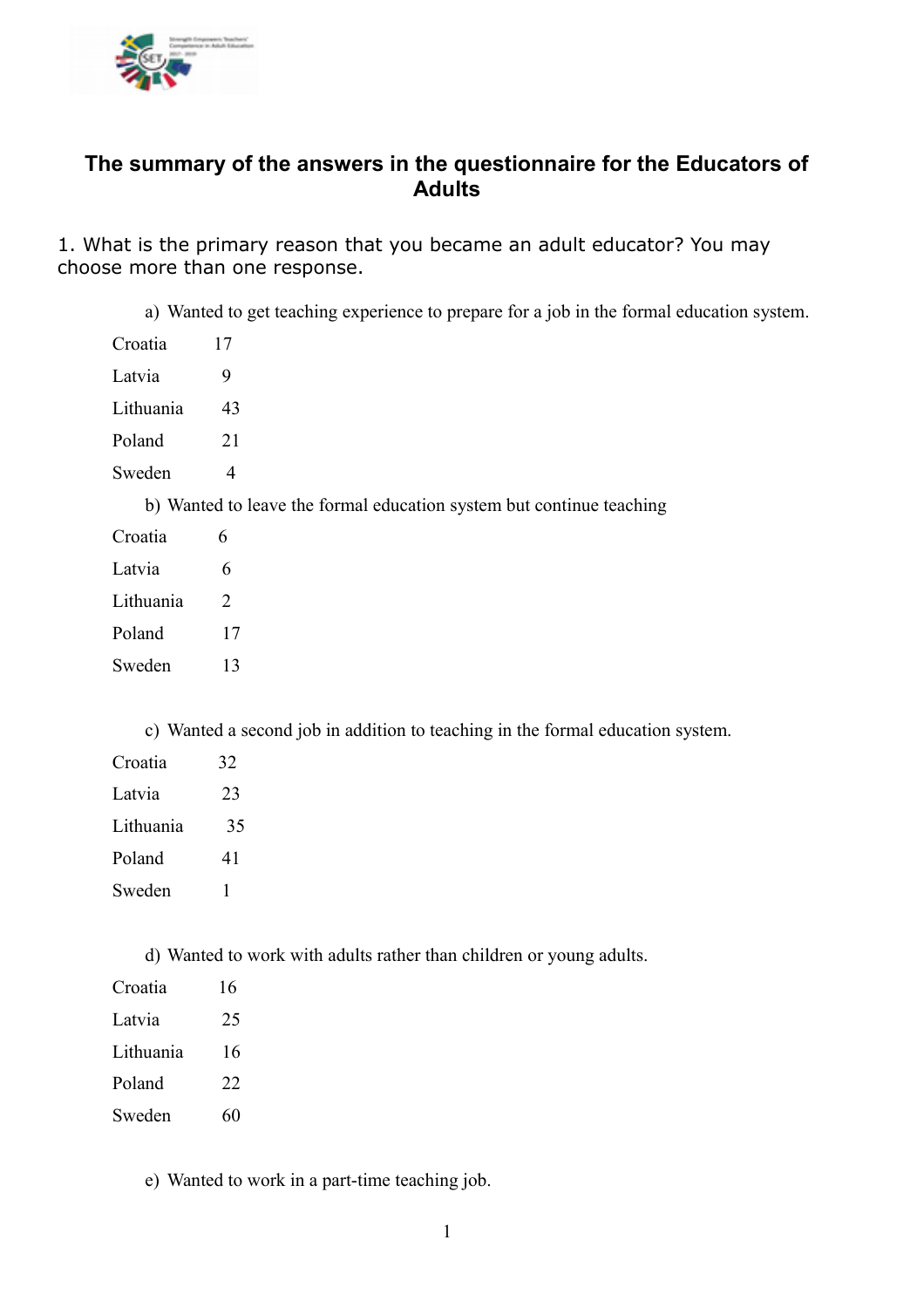# The summary of the answers in the questionnaire for the Educators of Adults

1. What is the primary reason that you became an adult educator? You may choose more than one response.

a) Wanted to get teaching experience to prepare for a job in the formal education system.

| | |
|---|---|
| Croatia | 17 |
| Latvia | 9 |
| Lithuania | 43 |
| Poland | 21 |
| Sweden | 4 |

b) Wanted to leave the formal education system but continue teaching

| | |
|---|---|
| Croatia | 6 |
| Latvia | 6 |
| Lithuania | 2 |
| Poland | 17 |
| Sweden | 13 |

c) Wanted a second job in addition to teaching in the formal education system.

| | |
|---|---|
| Croatia | 32 |
| Latvia | 23 |
| Lithuania | 35 |
| Poland | 41 |
| Sweden | 1 |

d) Wanted to work with adults rather than children or young adults.

| | |
|---|---|
| Croatia | 16 |
| Latvia | 25 |
| Lithuania | 16 |
| Poland | 22 |
| Sweden | 60 |

e) Wanted to work in a part-time teaching job.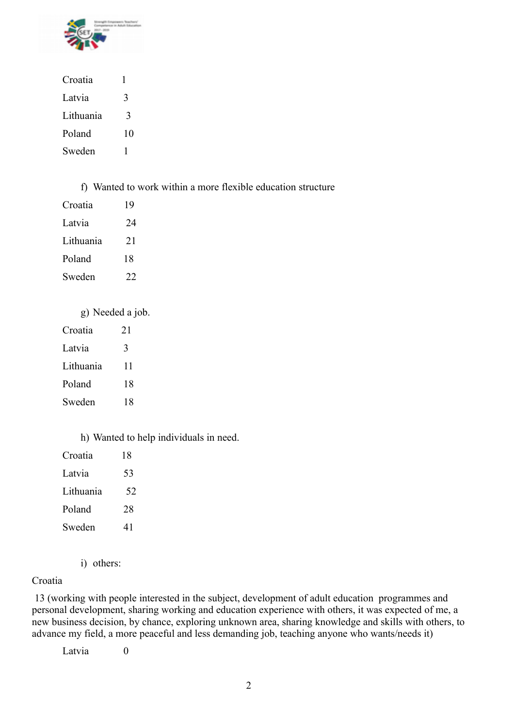| | |
|---|---|
| Croatia | 1 |
| Latvia | 3 |
| Lithuania | 3 |
| Poland | 10 |
| Sweden | 1 |

f) Wanted to work within a more flexible education structure

| | |
|---|---|
| Croatia | 19 |
| Latvia | 24 |
| Lithuania | 21 |
| Poland | 18 |
| Sweden | 22 |

g) Needed a job.

| | |
|---|---|
| Croatia | 21 |
| Latvia | 3 |
| Lithuania | 11 |
| Poland | 18 |
| Sweden | 18 |

h) Wanted to help individuals in need.

| | |
|---|---|
| Croatia | 18 |
| Latvia | 53 |
| Lithuania | 52 |
| Poland | 28 |
| Sweden | 41 |

i) others:

Croatia

13 (working with people interested in the subject, development of adult education programmes and personal development, sharing working and education experience with others, it was expected of me, a new business decision, by chance, exploring unknown area, sharing knowledge and skills with others, to advance my field, a more peaceful and less demanding job, teaching anyone who wants/needs it)

Latvia 0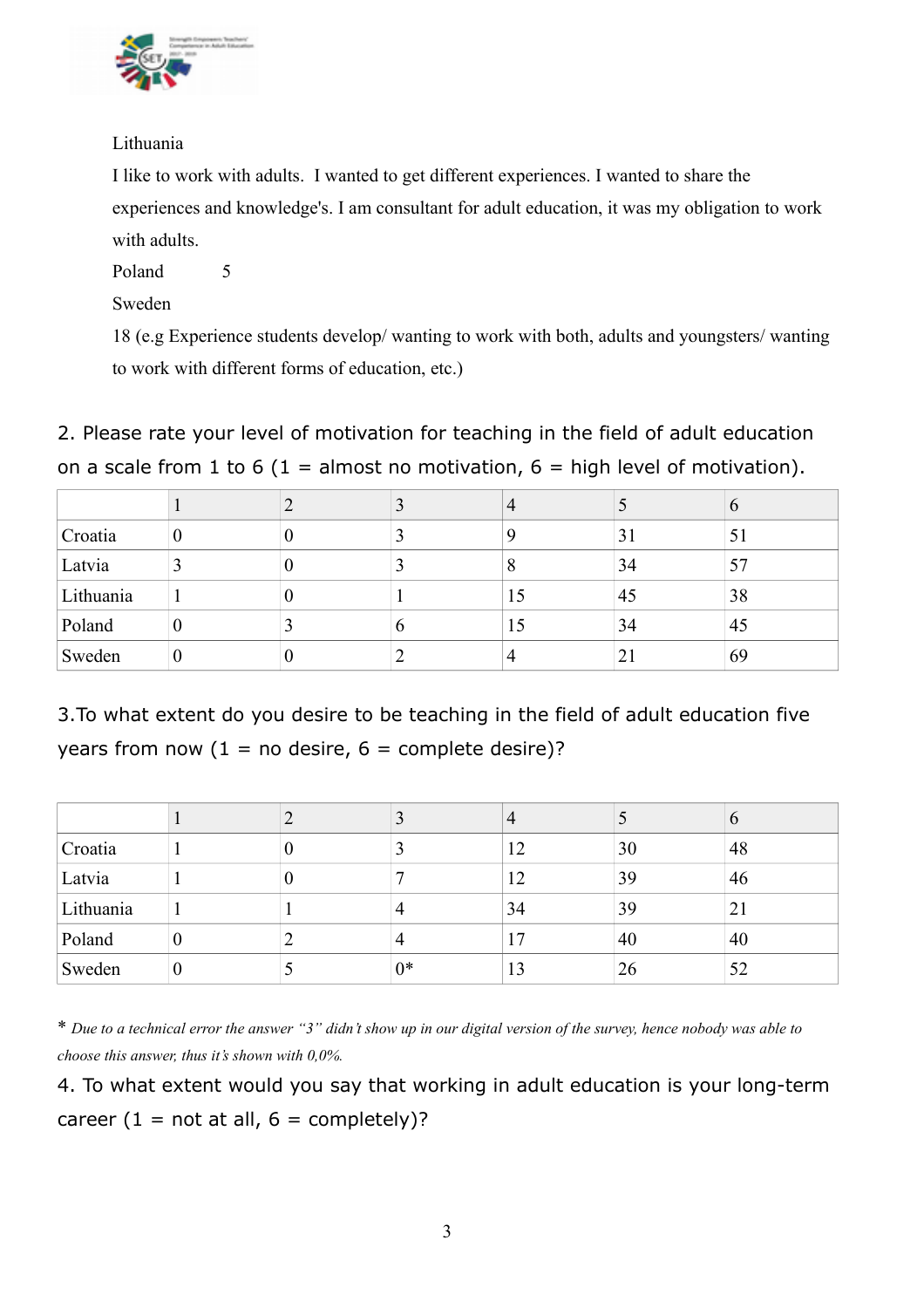Lithuania

I like to work with adults.  I wanted to get different experiences. I wanted to share the experiences and knowledge's. I am consultant for adult education, it was my obligation to work with adults.

Poland  5

Sweden

18 (e.g Experience students develop/ wanting to work with both, adults and youngsters/ wanting to work with different forms of education, etc.)

2. Please rate your level of motivation for teaching in the field of adult education on a scale from 1 to 6 (1 = almost no motivation, 6 = high level of motivation).

| | 1 | 2 | 3 | 4 | 5 | 6 |
|---|---|---|---|---|---|---|
| Croatia | 0 | 0 | 3 | 9 | 31 | 51 |
| Latvia | 3 | 0 | 3 | 8 | 34 | 57 |
| Lithuania | 1 | 0 | 1 | 15 | 45 | 38 |
| Poland | 0 | 3 | 6 | 15 | 34 | 45 |
| Sweden | 0 | 0 | 2 | 4 | 21 | 69 |

3.To what extent do you desire to be teaching in the field of adult education five years from now (1 = no desire, 6 = complete desire)?

| | 1 | 2 | 3 | 4 | 5 | 6 |
|---|---|---|---|---|---|---|
| Croatia | 1 | 0 | 3 | 12 | 30 | 48 |
| Latvia | 1 | 0 | 7 | 12 | 39 | 46 |
| Lithuania | 1 | 1 | 4 | 34 | 39 | 21 |
| Poland | 0 | 2 | 4 | 17 | 40 | 40 |
| Sweden | 0 | 5 | 0* | 13 | 26 | 52 |

\* *Due to a technical error the answer "3" didn't show up in our digital version of the survey, hence nobody was able to choose this answer, thus it's shown with 0,0%.*

4. To what extent would you say that working in adult education is your long-term career (1 = not at all, 6 = completely)?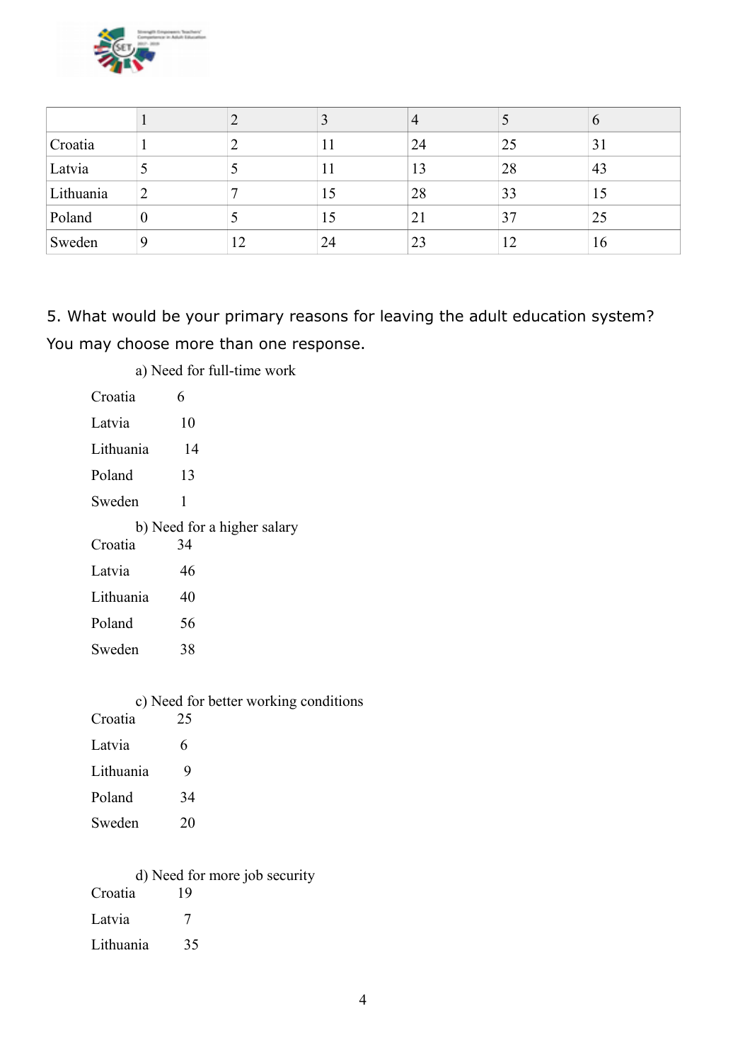| | 1 | 2 | 3 | 4 | 5 | 6 |
|---|---|---|---|---|---|---|
| Croatia | 1 | 2 | 11 | 24 | 25 | 31 |
| Latvia | 5 | 5 | 11 | 13 | 28 | 43 |
| Lithuania | 2 | 7 | 15 | 28 | 33 | 15 |
| Poland | 0 | 5 | 15 | 21 | 37 | 25 |
| Sweden | 9 | 12 | 24 | 23 | 12 | 16 |

5. What would be your primary reasons for leaving the adult education system? You may choose more than one response.

a) Need for full-time work

Croatia 6

Latvia 10

Lithuania 14

Poland 13

Sweden 1

b) Need for a higher salary

Croatia 34

Latvia 46

Lithuania 40

Poland 56

Sweden 38

c) Need for better working conditions

Croatia 25

Latvia 6

Lithuania 9

Poland 34

Sweden 20

d) Need for more job security

Croatia 19

Latvia 7

Lithuania 35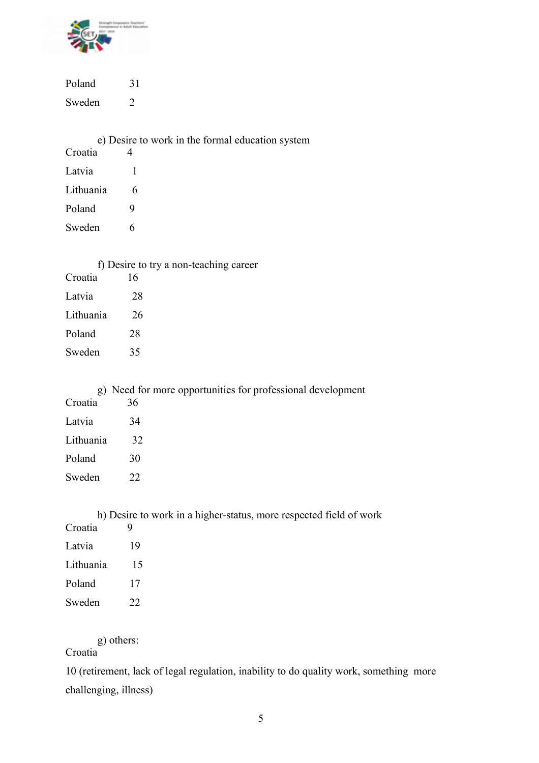Poland 31

Sweden 2

e) Desire to work in the formal education system

Croatia 4

Latvia 1

Lithuania 6

Poland 9

Sweden 6

f) Desire to try a non-teaching career

Croatia 16

Latvia 28

Lithuania 26

Poland 28

Sweden 35

g) Need for more opportunities for professional development

Croatia 36

Latvia 34

Lithuania 32

Poland 30

Sweden 22

h) Desire to work in a higher-status, more respected field of work

Croatia 9

Latvia 19

Lithuania 15

Poland 17

Sweden 22

g) others:

Croatia

10 (retirement, lack of legal regulation, inability to do quality work, something more challenging, illness)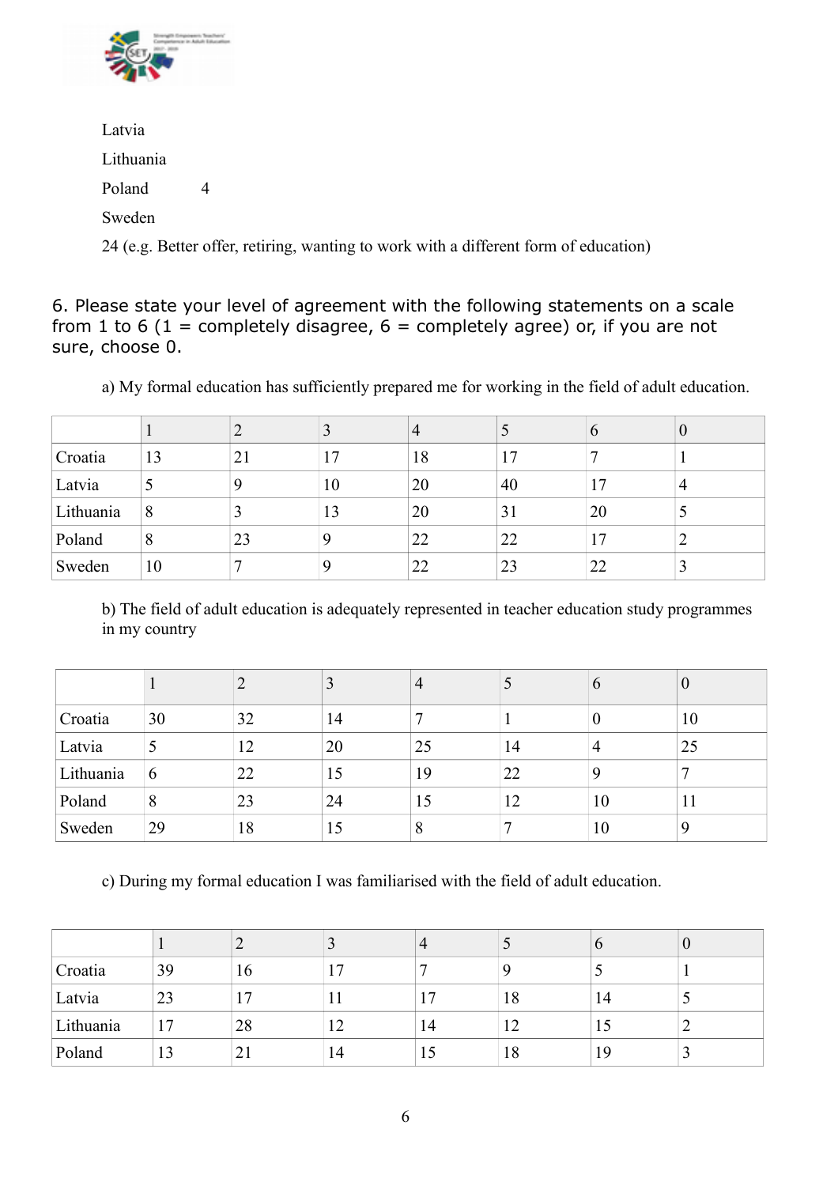Latvia

Lithuania

Poland 4

Sweden

24 (e.g. Better offer, retiring, wanting to work with a different form of education)

6. Please state your level of agreement with the following statements on a scale from 1 to 6 (1 = completely disagree, 6 = completely agree) or, if you are not sure, choose 0.

a) My formal education has sufficiently prepared me for working in the field of adult education.

| | 1 | 2 | 3 | 4 | 5 | 6 | 0 |
|---|---|---|---|---|---|---|---|
| Croatia | 13 | 21 | 17 | 18 | 17 | 7 | 1 |
| Latvia | 5 | 9 | 10 | 20 | 40 | 17 | 4 |
| Lithuania | 8 | 3 | 13 | 20 | 31 | 20 | 5 |
| Poland | 8 | 23 | 9 | 22 | 22 | 17 | 2 |
| Sweden | 10 | 7 | 9 | 22 | 23 | 22 | 3 |

b) The field of adult education is adequately represented in teacher education study programmes in my country

| | 1 | 2 | 3 | 4 | 5 | 6 | 0 |
|---|---|---|---|---|---|---|---|
| Croatia | 30 | 32 | 14 | 7 | 1 | 0 | 10 |
| Latvia | 5 | 12 | 20 | 25 | 14 | 4 | 25 |
| Lithuania | 6 | 22 | 15 | 19 | 22 | 9 | 7 |
| Poland | 8 | 23 | 24 | 15 | 12 | 10 | 11 |
| Sweden | 29 | 18 | 15 | 8 | 7 | 10 | 9 |

c) During my formal education I was familiarised with the field of adult education.

| | 1 | 2 | 3 | 4 | 5 | 6 | 0 |
|---|---|---|---|---|---|---|---|
| Croatia | 39 | 16 | 17 | 7 | 9 | 5 | 1 |
| Latvia | 23 | 17 | 11 | 17 | 18 | 14 | 5 |
| Lithuania | 17 | 28 | 12 | 14 | 12 | 15 | 2 |
| Poland | 13 | 21 | 14 | 15 | 18 | 19 | 3 |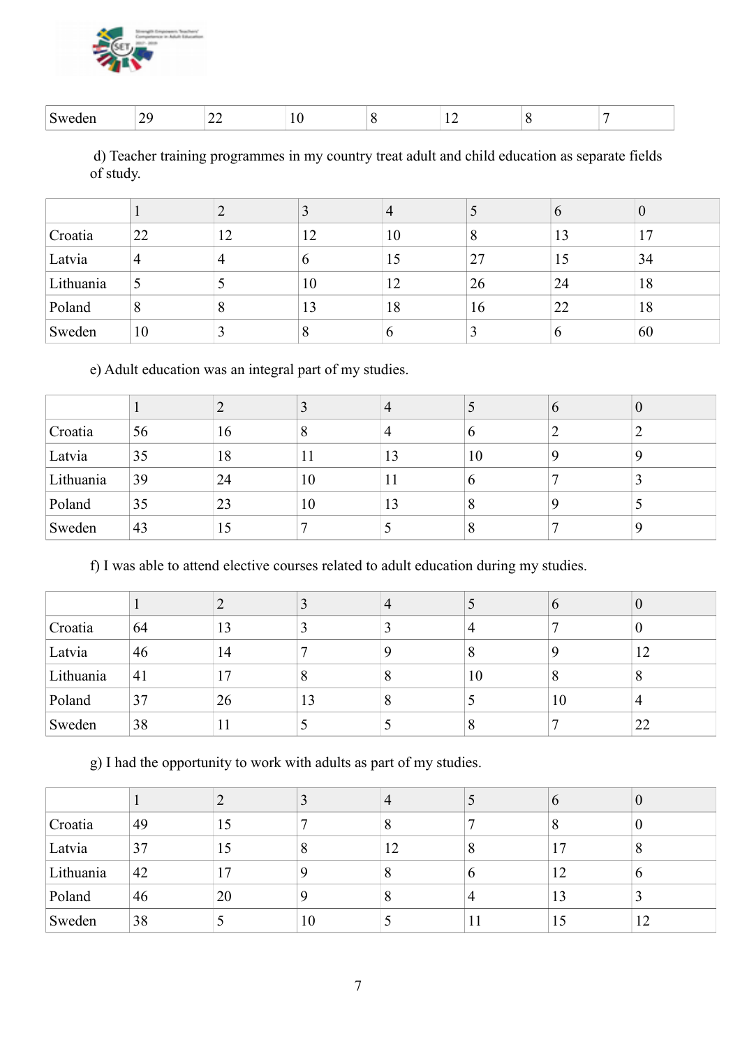| | | | | | | | |
|---|---|---|---|---|---|---|---|
| Sweden | 29 | 22 | 10 | 8 | 12 | 8 | 7 |

d) Teacher training programmes in my country treat adult and child education as separate fields of study.

| | 1 | 2 | 3 | 4 | 5 | 6 | 0 |
|---|---|---|---|---|---|---|---|
| Croatia | 22 | 12 | 12 | 10 | 8 | 13 | 17 |
| Latvia | 4 | 4 | 6 | 15 | 27 | 15 | 34 |
| Lithuania | 5 | 5 | 10 | 12 | 26 | 24 | 18 |
| Poland | 8 | 8 | 13 | 18 | 16 | 22 | 18 |
| Sweden | 10 | 3 | 8 | 6 | 3 | 6 | 60 |

e) Adult education was an integral part of my studies.

| | 1 | 2 | 3 | 4 | 5 | 6 | 0 |
|---|---|---|---|---|---|---|---|
| Croatia | 56 | 16 | 8 | 4 | 6 | 2 | 2 |
| Latvia | 35 | 18 | 11 | 13 | 10 | 9 | 9 |
| Lithuania | 39 | 24 | 10 | 11 | 6 | 7 | 3 |
| Poland | 35 | 23 | 10 | 13 | 8 | 9 | 5 |
| Sweden | 43 | 15 | 7 | 5 | 8 | 7 | 9 |

f) I was able to attend elective courses related to adult education during my studies.

| | 1 | 2 | 3 | 4 | 5 | 6 | 0 |
|---|---|---|---|---|---|---|---|
| Croatia | 64 | 13 | 3 | 3 | 4 | 7 | 0 |
| Latvia | 46 | 14 | 7 | 9 | 8 | 9 | 12 |
| Lithuania | 41 | 17 | 8 | 8 | 10 | 8 | 8 |
| Poland | 37 | 26 | 13 | 8 | 5 | 10 | 4 |
| Sweden | 38 | 11 | 5 | 5 | 8 | 7 | 22 |

g) I had the opportunity to work with adults as part of my studies.

| | 1 | 2 | 3 | 4 | 5 | 6 | 0 |
|---|---|---|---|---|---|---|---|
| Croatia | 49 | 15 | 7 | 8 | 7 | 8 | 0 |
| Latvia | 37 | 15 | 8 | 12 | 8 | 17 | 8 |
| Lithuania | 42 | 17 | 9 | 8 | 6 | 12 | 6 |
| Poland | 46 | 20 | 9 | 8 | 4 | 13 | 3 |
| Sweden | 38 | 5 | 10 | 5 | 11 | 15 | 12 |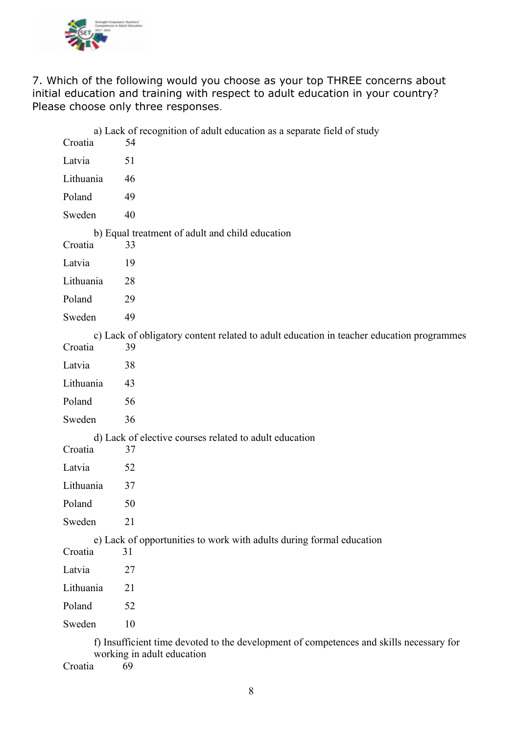7. Which of the following would you choose as your top THREE concerns about initial education and training with respect to adult education in your country? Please choose only three responses.

a) Lack of recognition of adult education as a separate field of study

Croatia 54

Latvia 51

Lithuania 46

Poland 49

Sweden 40

b) Equal treatment of adult and child education

Croatia 33

Latvia 19

Lithuania 28

Poland 29

Sweden 49

c) Lack of obligatory content related to adult education in teacher education programmes

Croatia 39

Latvia 38

Lithuania 43

Poland 56

Sweden 36

d) Lack of elective courses related to adult education

Croatia 37

Latvia 52

Lithuania 37

Poland 50

Sweden 21

e) Lack of opportunities to work with adults during formal education

Croatia 31

Latvia 27

Lithuania 21

Poland 52

Sweden 10

f) Insufficient time devoted to the development of competences and skills necessary for working in adult education

Croatia 69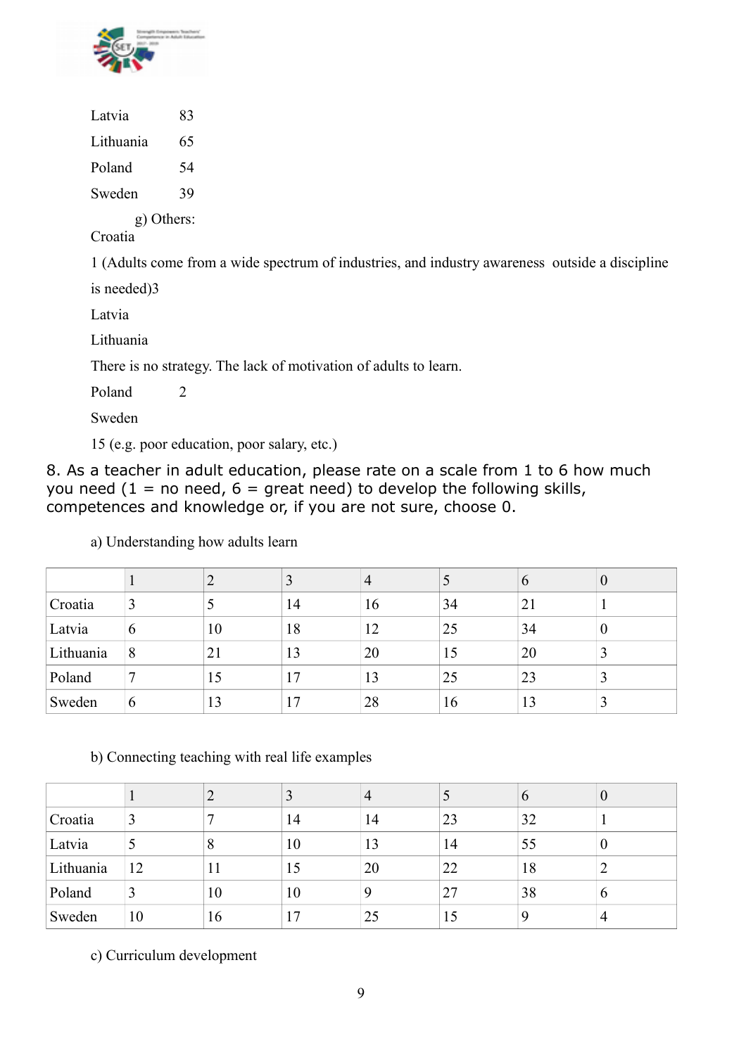Latvia 83

Lithuania 65

Poland 54

Sweden 39

g) Others:

Croatia

1 (Adults come from a wide spectrum of industries, and industry awareness outside a discipline is needed)3

Latvia

Lithuania

There is no strategy. The lack of motivation of adults to learn.

Poland 2

Sweden

15 (e.g. poor education, poor salary, etc.)

## 8. As a teacher in adult education, please rate on a scale from 1 to 6 how much you need (1 = no need, 6 = great need) to develop the following skills, competences and knowledge or, if you are not sure, choose 0.

a) Understanding how adults learn

| | 1 | 2 | 3 | 4 | 5 | 6 | 0 |
|---|---|---|---|---|---|---|---|
| Croatia | 3 | 5 | 14 | 16 | 34 | 21 | 1 |
| Latvia | 6 | 10 | 18 | 12 | 25 | 34 | 0 |
| Lithuania | 8 | 21 | 13 | 20 | 15 | 20 | 3 |
| Poland | 7 | 15 | 17 | 13 | 25 | 23 | 3 |
| Sweden | 6 | 13 | 17 | 28 | 16 | 13 | 3 |

b) Connecting teaching with real life examples

| | 1 | 2 | 3 | 4 | 5 | 6 | 0 |
|---|---|---|---|---|---|---|---|
| Croatia | 3 | 7 | 14 | 14 | 23 | 32 | 1 |
| Latvia | 5 | 8 | 10 | 13 | 14 | 55 | 0 |
| Lithuania | 12 | 11 | 15 | 20 | 22 | 18 | 2 |
| Poland | 3 | 10 | 10 | 9 | 27 | 38 | 6 |
| Sweden | 10 | 16 | 17 | 25 | 15 | 9 | 4 |

c) Curriculum development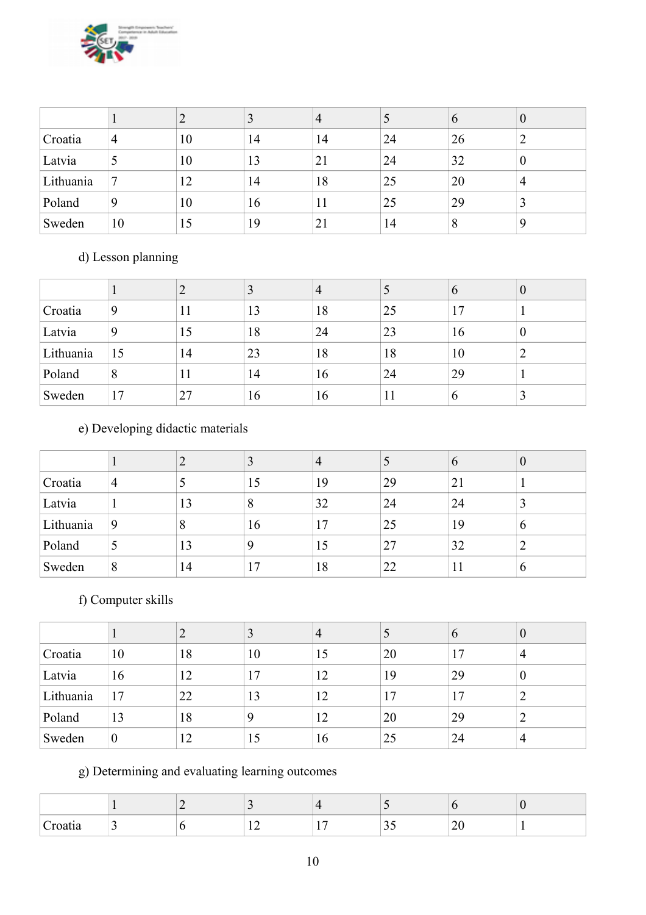| | 1 | 2 | 3 | 4 | 5 | 6 | 0 |
|---|---|---|---|---|---|---|---|
| Croatia | 4 | 10 | 14 | 14 | 24 | 26 | 2 |
| Latvia | 5 | 10 | 13 | 21 | 24 | 32 | 0 |
| Lithuania | 7 | 12 | 14 | 18 | 25 | 20 | 4 |
| Poland | 9 | 10 | 16 | 11 | 25 | 29 | 3 |
| Sweden | 10 | 15 | 19 | 21 | 14 | 8 | 9 |

d) Lesson planning

| | 1 | 2 | 3 | 4 | 5 | 6 | 0 |
|---|---|---|---|---|---|---|---|
| Croatia | 9 | 11 | 13 | 18 | 25 | 17 | 1 |
| Latvia | 9 | 15 | 18 | 24 | 23 | 16 | 0 |
| Lithuania | 15 | 14 | 23 | 18 | 18 | 10 | 2 |
| Poland | 8 | 11 | 14 | 16 | 24 | 29 | 1 |
| Sweden | 17 | 27 | 16 | 16 | 11 | 6 | 3 |

e) Developing didactic materials

| | 1 | 2 | 3 | 4 | 5 | 6 | 0 |
|---|---|---|---|---|---|---|---|
| Croatia | 4 | 5 | 15 | 19 | 29 | 21 | 1 |
| Latvia | 1 | 13 | 8 | 32 | 24 | 24 | 3 |
| Lithuania | 9 | 8 | 16 | 17 | 25 | 19 | 6 |
| Poland | 5 | 13 | 9 | 15 | 27 | 32 | 2 |
| Sweden | 8 | 14 | 17 | 18 | 22 | 11 | 6 |

f) Computer skills

| | 1 | 2 | 3 | 4 | 5 | 6 | 0 |
|---|---|---|---|---|---|---|---|
| Croatia | 10 | 18 | 10 | 15 | 20 | 17 | 4 |
| Latvia | 16 | 12 | 17 | 12 | 19 | 29 | 0 |
| Lithuania | 17 | 22 | 13 | 12 | 17 | 17 | 2 |
| Poland | 13 | 18 | 9 | 12 | 20 | 29 | 2 |
| Sweden | 0 | 12 | 15 | 16 | 25 | 24 | 4 |

g) Determining and evaluating learning outcomes

| | 1 | 2 | 3 | 4 | 5 | 6 | 0 |
|---|---|---|---|---|---|---|---|
| Croatia | 3 | 6 | 12 | 17 | 35 | 20 | 1 |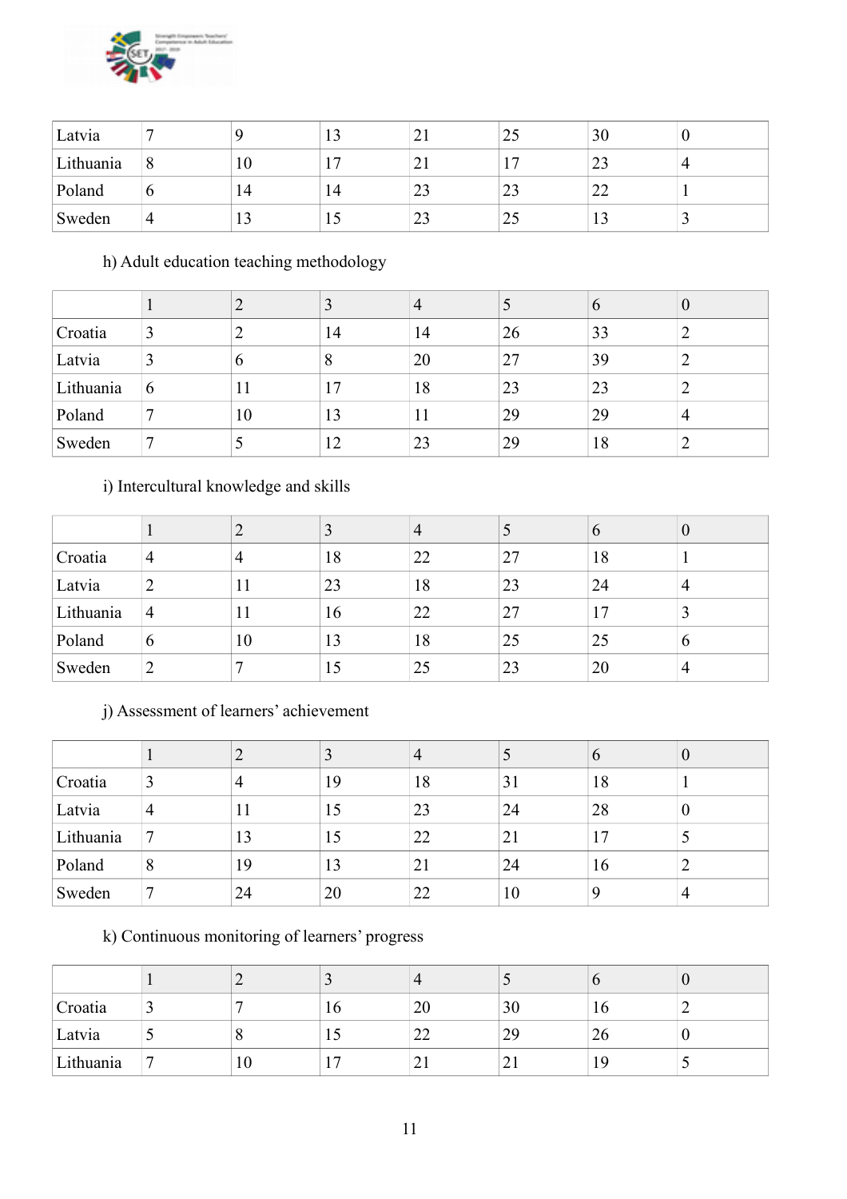| | | | | | | | |
|---|---|---|---|---|---|---|---|
| Latvia | 7 | 9 | 13 | 21 | 25 | 30 | 0 |
| Lithuania | 8 | 10 | 17 | 21 | 17 | 23 | 4 |
| Poland | 6 | 14 | 14 | 23 | 23 | 22 | 1 |
| Sweden | 4 | 13 | 15 | 23 | 25 | 13 | 3 |

h) Adult education teaching methodology

| | 1 | 2 | 3 | 4 | 5 | 6 | 0 |
|---|---|---|---|---|---|---|---|
| Croatia | 3 | 2 | 14 | 14 | 26 | 33 | 2 |
| Latvia | 3 | 6 | 8 | 20 | 27 | 39 | 2 |
| Lithuania | 6 | 11 | 17 | 18 | 23 | 23 | 2 |
| Poland | 7 | 10 | 13 | 11 | 29 | 29 | 4 |
| Sweden | 7 | 5 | 12 | 23 | 29 | 18 | 2 |

i) Intercultural knowledge and skills

| | 1 | 2 | 3 | 4 | 5 | 6 | 0 |
|---|---|---|---|---|---|---|---|
| Croatia | 4 | 4 | 18 | 22 | 27 | 18 | 1 |
| Latvia | 2 | 11 | 23 | 18 | 23 | 24 | 4 |
| Lithuania | 4 | 11 | 16 | 22 | 27 | 17 | 3 |
| Poland | 6 | 10 | 13 | 18 | 25 | 25 | 6 |
| Sweden | 2 | 7 | 15 | 25 | 23 | 20 | 4 |

j) Assessment of learners' achievement

| | 1 | 2 | 3 | 4 | 5 | 6 | 0 |
|---|---|---|---|---|---|---|---|
| Croatia | 3 | 4 | 19 | 18 | 31 | 18 | 1 |
| Latvia | 4 | 11 | 15 | 23 | 24 | 28 | 0 |
| Lithuania | 7 | 13 | 15 | 22 | 21 | 17 | 5 |
| Poland | 8 | 19 | 13 | 21 | 24 | 16 | 2 |
| Sweden | 7 | 24 | 20 | 22 | 10 | 9 | 4 |

k) Continuous monitoring of learners' progress

| | 1 | 2 | 3 | 4 | 5 | 6 | 0 |
|---|---|---|---|---|---|---|---|
| Croatia | 3 | 7 | 16 | 20 | 30 | 16 | 2 |
| Latvia | 5 | 8 | 15 | 22 | 29 | 26 | 0 |
| Lithuania | 7 | 10 | 17 | 21 | 21 | 19 | 5 |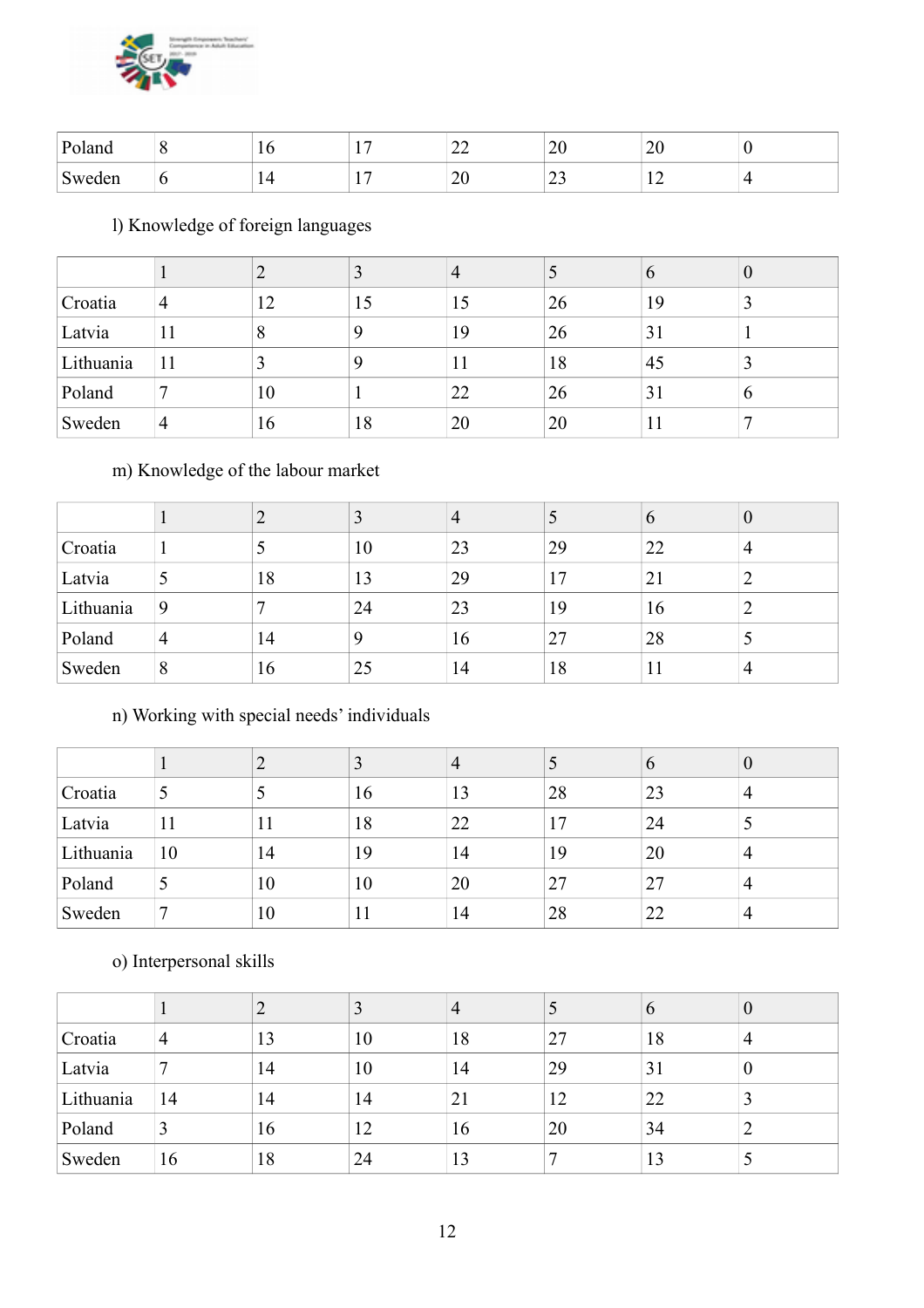| | | | | | | | |
|---|---|---|---|---|---|---|---|
| Poland | 8 | 16 | 17 | 22 | 20 | 20 | 0 |
| Sweden | 6 | 14 | 17 | 20 | 23 | 12 | 4 |

l) Knowledge of foreign languages

| | 1 | 2 | 3 | 4 | 5 | 6 | 0 |
|---|---|---|---|---|---|---|---|
| Croatia | 4 | 12 | 15 | 15 | 26 | 19 | 3 |
| Latvia | 11 | 8 | 9 | 19 | 26 | 31 | 1 |
| Lithuania | 11 | 3 | 9 | 11 | 18 | 45 | 3 |
| Poland | 7 | 10 | 1 | 22 | 26 | 31 | 6 |
| Sweden | 4 | 16 | 18 | 20 | 20 | 11 | 7 |

m) Knowledge of the labour market

| | 1 | 2 | 3 | 4 | 5 | 6 | 0 |
|---|---|---|---|---|---|---|---|
| Croatia | 1 | 5 | 10 | 23 | 29 | 22 | 4 |
| Latvia | 5 | 18 | 13 | 29 | 17 | 21 | 2 |
| Lithuania | 9 | 7 | 24 | 23 | 19 | 16 | 2 |
| Poland | 4 | 14 | 9 | 16 | 27 | 28 | 5 |
| Sweden | 8 | 16 | 25 | 14 | 18 | 11 | 4 |

n) Working with special needs' individuals

| | 1 | 2 | 3 | 4 | 5 | 6 | 0 |
|---|---|---|---|---|---|---|---|
| Croatia | 5 | 5 | 16 | 13 | 28 | 23 | 4 |
| Latvia | 11 | 11 | 18 | 22 | 17 | 24 | 5 |
| Lithuania | 10 | 14 | 19 | 14 | 19 | 20 | 4 |
| Poland | 5 | 10 | 10 | 20 | 27 | 27 | 4 |
| Sweden | 7 | 10 | 11 | 14 | 28 | 22 | 4 |

o) Interpersonal skills

| | 1 | 2 | 3 | 4 | 5 | 6 | 0 |
|---|---|---|---|---|---|---|---|
| Croatia | 4 | 13 | 10 | 18 | 27 | 18 | 4 |
| Latvia | 7 | 14 | 10 | 14 | 29 | 31 | 0 |
| Lithuania | 14 | 14 | 14 | 21 | 12 | 22 | 3 |
| Poland | 3 | 16 | 12 | 16 | 20 | 34 | 2 |
| Sweden | 16 | 18 | 24 | 13 | 7 | 13 | 5 |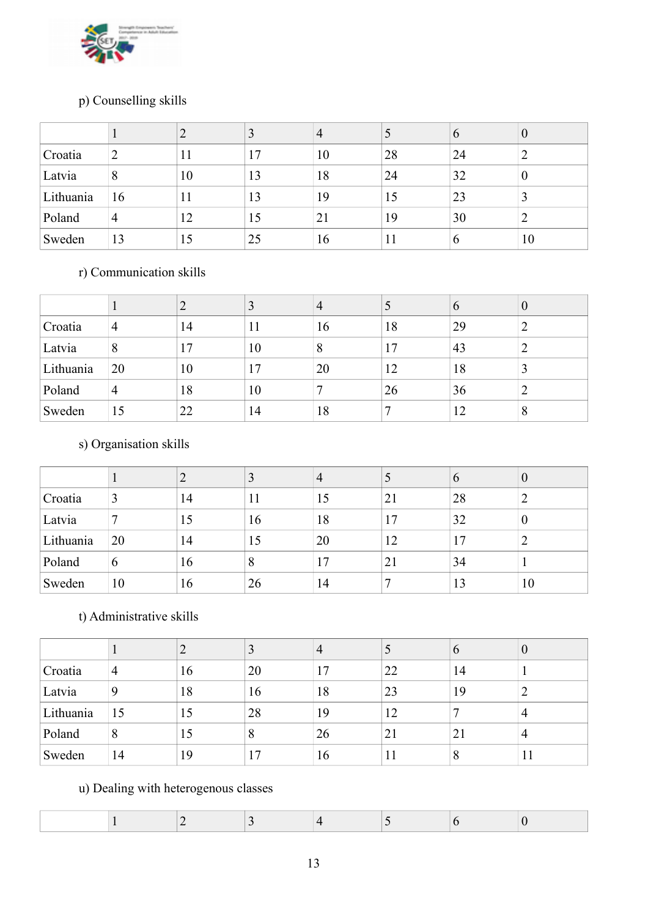p) Counselling skills

| | 1 | 2 | 3 | 4 | 5 | 6 | 0 |
|---|---|---|---|---|---|---|---|
| Croatia | 2 | 11 | 17 | 10 | 28 | 24 | 2 |
| Latvia | 8 | 10 | 13 | 18 | 24 | 32 | 0 |
| Lithuania | 16 | 11 | 13 | 19 | 15 | 23 | 3 |
| Poland | 4 | 12 | 15 | 21 | 19 | 30 | 2 |
| Sweden | 13 | 15 | 25 | 16 | 11 | 6 | 10 |

r) Communication skills

| | 1 | 2 | 3 | 4 | 5 | 6 | 0 |
|---|---|---|---|---|---|---|---|
| Croatia | 4 | 14 | 11 | 16 | 18 | 29 | 2 |
| Latvia | 8 | 17 | 10 | 8 | 17 | 43 | 2 |
| Lithuania | 20 | 10 | 17 | 20 | 12 | 18 | 3 |
| Poland | 4 | 18 | 10 | 7 | 26 | 36 | 2 |
| Sweden | 15 | 22 | 14 | 18 | 7 | 12 | 8 |

s) Organisation skills

| | 1 | 2 | 3 | 4 | 5 | 6 | 0 |
|---|---|---|---|---|---|---|---|
| Croatia | 3 | 14 | 11 | 15 | 21 | 28 | 2 |
| Latvia | 7 | 15 | 16 | 18 | 17 | 32 | 0 |
| Lithuania | 20 | 14 | 15 | 20 | 12 | 17 | 2 |
| Poland | 6 | 16 | 8 | 17 | 21 | 34 | 1 |
| Sweden | 10 | 16 | 26 | 14 | 7 | 13 | 10 |

t) Administrative skills

| | 1 | 2 | 3 | 4 | 5 | 6 | 0 |
|---|---|---|---|---|---|---|---|
| Croatia | 4 | 16 | 20 | 17 | 22 | 14 | 1 |
| Latvia | 9 | 18 | 16 | 18 | 23 | 19 | 2 |
| Lithuania | 15 | 15 | 28 | 19 | 12 | 7 | 4 |
| Poland | 8 | 15 | 8 | 26 | 21 | 21 | 4 |
| Sweden | 14 | 19 | 17 | 16 | 11 | 8 | 11 |

u) Dealing with heterogenous classes

| | 1 | 2 | 3 | 4 | 5 | 6 | 0 |
|---|---|---|---|---|---|---|---|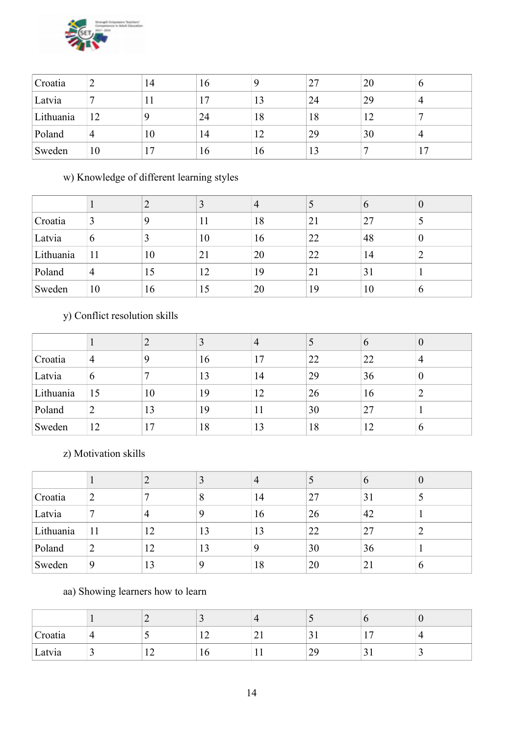| Croatia | 2 | 14 | 16 | 9 | 27 | 20 | 6 |
|---|---|---|---|---|---|---|---|
| Latvia | 7 | 11 | 17 | 13 | 24 | 29 | 4 |
| Lithuania | 12 | 9 | 24 | 18 | 18 | 12 | 7 |
| Poland | 4 | 10 | 14 | 12 | 29 | 30 | 4 |
| Sweden | 10 | 17 | 16 | 16 | 13 | 7 | 17 |

w) Knowledge of different learning styles

| | 1 | 2 | 3 | 4 | 5 | 6 | 0 |
|---|---|---|---|---|---|---|---|
| Croatia | 3 | 9 | 11 | 18 | 21 | 27 | 5 |
| Latvia | 6 | 3 | 10 | 16 | 22 | 48 | 0 |
| Lithuania | 11 | 10 | 21 | 20 | 22 | 14 | 2 |
| Poland | 4 | 15 | 12 | 19 | 21 | 31 | 1 |
| Sweden | 10 | 16 | 15 | 20 | 19 | 10 | 6 |

y) Conflict resolution skills

| | 1 | 2 | 3 | 4 | 5 | 6 | 0 |
|---|---|---|---|---|---|---|---|
| Croatia | 4 | 9 | 16 | 17 | 22 | 22 | 4 |
| Latvia | 6 | 7 | 13 | 14 | 29 | 36 | 0 |
| Lithuania | 15 | 10 | 19 | 12 | 26 | 16 | 2 |
| Poland | 2 | 13 | 19 | 11 | 30 | 27 | 1 |
| Sweden | 12 | 17 | 18 | 13 | 18 | 12 | 6 |

z) Motivation skills

| | 1 | 2 | 3 | 4 | 5 | 6 | 0 |
|---|---|---|---|---|---|---|---|
| Croatia | 2 | 7 | 8 | 14 | 27 | 31 | 5 |
| Latvia | 7 | 4 | 9 | 16 | 26 | 42 | 1 |
| Lithuania | 11 | 12 | 13 | 13 | 22 | 27 | 2 |
| Poland | 2 | 12 | 13 | 9 | 30 | 36 | 1 |
| Sweden | 9 | 13 | 9 | 18 | 20 | 21 | 6 |

aa) Showing learners how to learn

| | 1 | 2 | 3 | 4 | 5 | 6 | 0 |
|---|---|---|---|---|---|---|---|
| Croatia | 4 | 5 | 12 | 21 | 31 | 17 | 4 |
| Latvia | 3 | 12 | 16 | 11 | 29 | 31 | 3 |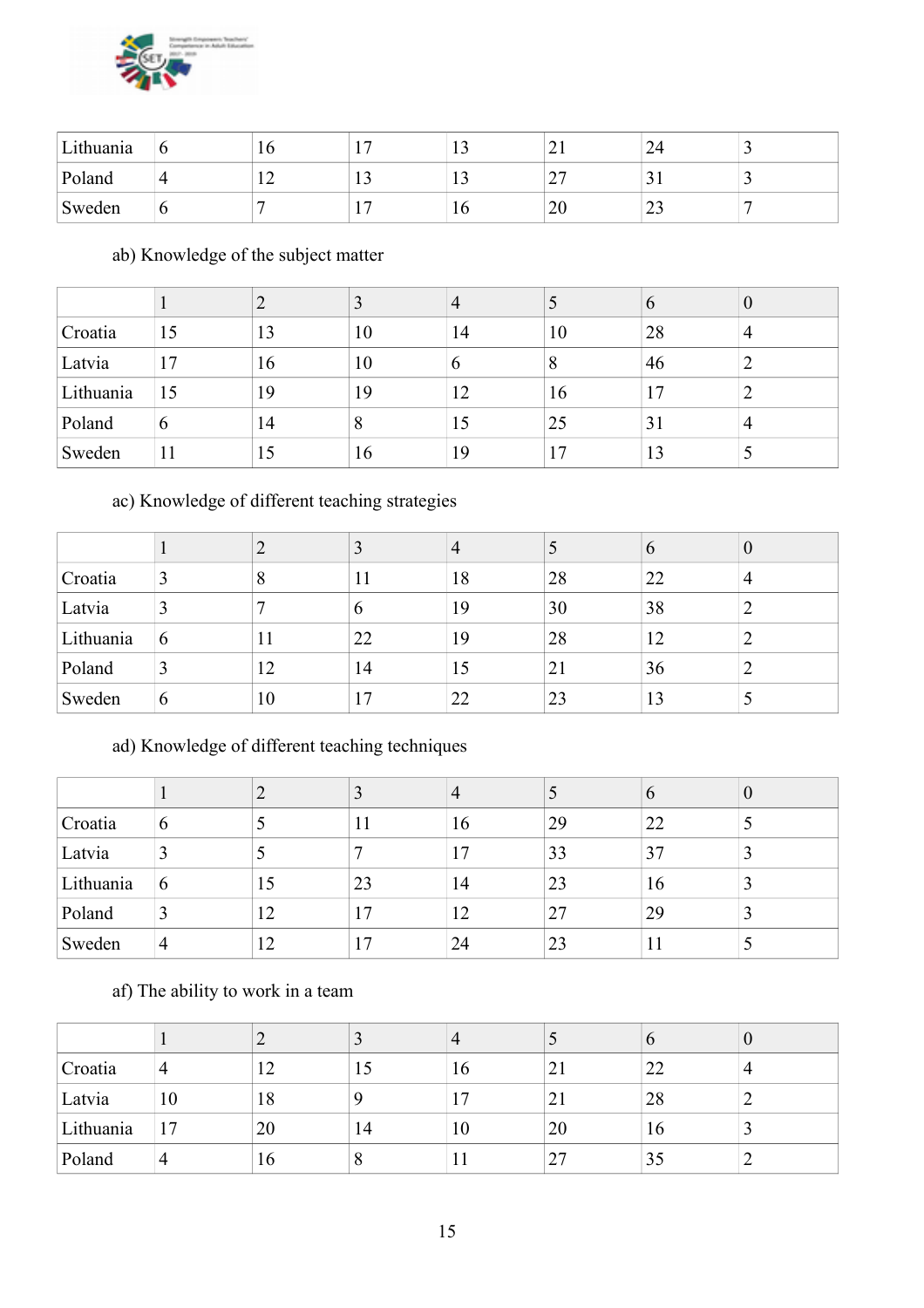| | | | | | | | |
|---|---|---|---|---|---|---|---|
| Lithuania | 6 | 16 | 17 | 13 | 21 | 24 | 3 |
| Poland | 4 | 12 | 13 | 13 | 27 | 31 | 3 |
| Sweden | 6 | 7 | 17 | 16 | 20 | 23 | 7 |

ab) Knowledge of the subject matter

| | 1 | 2 | 3 | 4 | 5 | 6 | 0 |
|---|---|---|---|---|---|---|---|
| Croatia | 15 | 13 | 10 | 14 | 10 | 28 | 4 |
| Latvia | 17 | 16 | 10 | 6 | 8 | 46 | 2 |
| Lithuania | 15 | 19 | 19 | 12 | 16 | 17 | 2 |
| Poland | 6 | 14 | 8 | 15 | 25 | 31 | 4 |
| Sweden | 11 | 15 | 16 | 19 | 17 | 13 | 5 |

ac) Knowledge of different teaching strategies

| | 1 | 2 | 3 | 4 | 5 | 6 | 0 |
|---|---|---|---|---|---|---|---|
| Croatia | 3 | 8 | 11 | 18 | 28 | 22 | 4 |
| Latvia | 3 | 7 | 6 | 19 | 30 | 38 | 2 |
| Lithuania | 6 | 11 | 22 | 19 | 28 | 12 | 2 |
| Poland | 3 | 12 | 14 | 15 | 21 | 36 | 2 |
| Sweden | 6 | 10 | 17 | 22 | 23 | 13 | 5 |

ad) Knowledge of different teaching techniques

| | 1 | 2 | 3 | 4 | 5 | 6 | 0 |
|---|---|---|---|---|---|---|---|
| Croatia | 6 | 5 | 11 | 16 | 29 | 22 | 5 |
| Latvia | 3 | 5 | 7 | 17 | 33 | 37 | 3 |
| Lithuania | 6 | 15 | 23 | 14 | 23 | 16 | 3 |
| Poland | 3 | 12 | 17 | 12 | 27 | 29 | 3 |
| Sweden | 4 | 12 | 17 | 24 | 23 | 11 | 5 |

af) The ability to work in a team

| | 1 | 2 | 3 | 4 | 5 | 6 | 0 |
|---|---|---|---|---|---|---|---|
| Croatia | 4 | 12 | 15 | 16 | 21 | 22 | 4 |
| Latvia | 10 | 18 | 9 | 17 | 21 | 28 | 2 |
| Lithuania | 17 | 20 | 14 | 10 | 20 | 16 | 3 |
| Poland | 4 | 16 | 8 | 11 | 27 | 35 | 2 |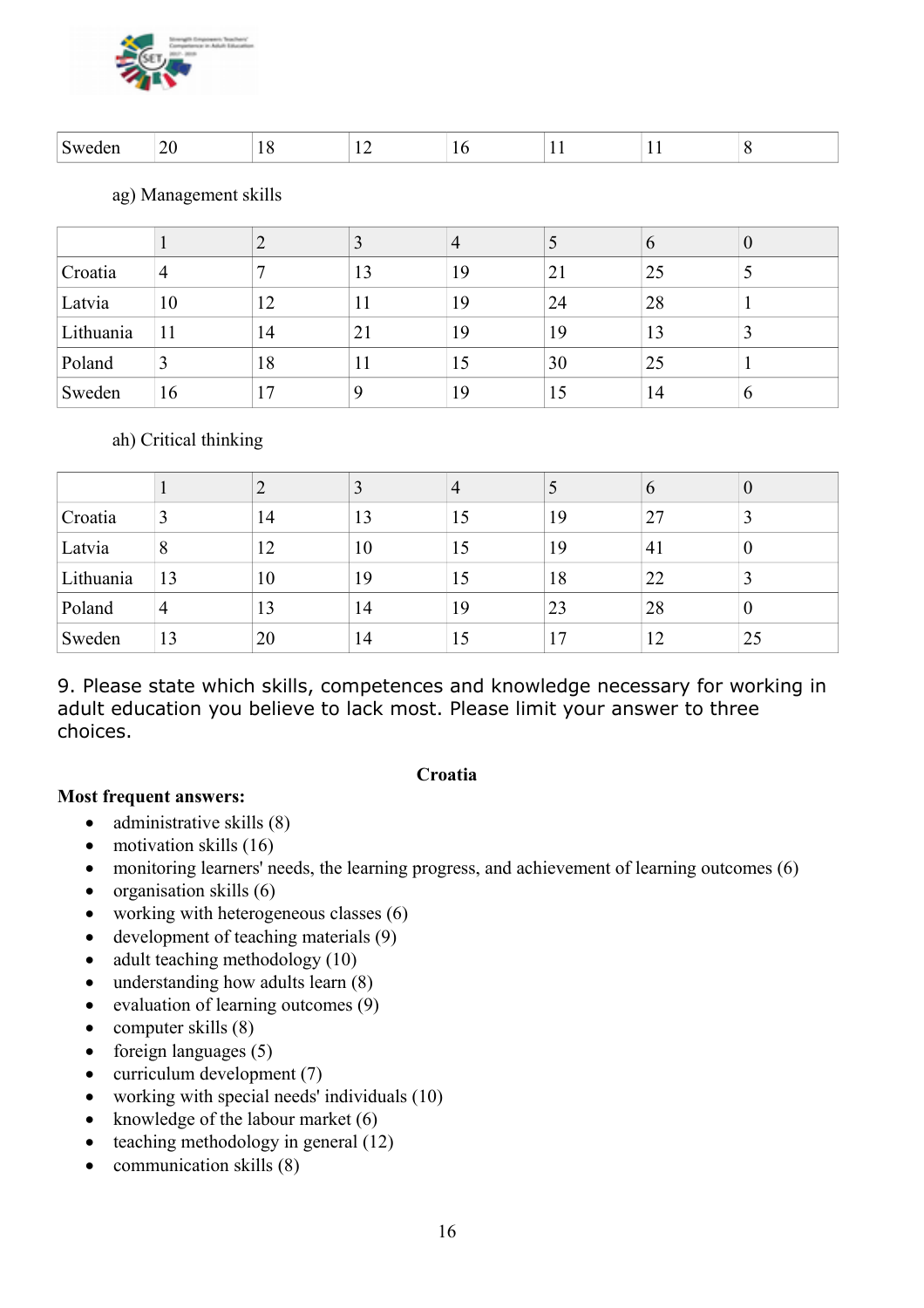| | | | | | | | |
|---|---|---|---|---|---|---|---|
| Sweden | 20 | 18 | 12 | 16 | 11 | 11 | 8 |

ag) Management skills

| | 1 | 2 | 3 | 4 | 5 | 6 | 0 |
|---|---|---|---|---|---|---|---|
| Croatia | 4 | 7 | 13 | 19 | 21 | 25 | 5 |
| Latvia | 10 | 12 | 11 | 19 | 24 | 28 | 1 |
| Lithuania | 11 | 14 | 21 | 19 | 19 | 13 | 3 |
| Poland | 3 | 18 | 11 | 15 | 30 | 25 | 1 |
| Sweden | 16 | 17 | 9 | 19 | 15 | 14 | 6 |

ah) Critical thinking

| | 1 | 2 | 3 | 4 | 5 | 6 | 0 |
|---|---|---|---|---|---|---|---|
| Croatia | 3 | 14 | 13 | 15 | 19 | 27 | 3 |
| Latvia | 8 | 12 | 10 | 15 | 19 | 41 | 0 |
| Lithuania | 13 | 10 | 19 | 15 | 18 | 22 | 3 |
| Poland | 4 | 13 | 14 | 19 | 23 | 28 | 0 |
| Sweden | 13 | 20 | 14 | 15 | 17 | 12 | 25 |

9. Please state which skills, competences and knowledge necessary for working in adult education you believe to lack most. Please limit your answer to three choices.

**Croatia**

**Most frequent answers:**

- administrative skills (8)
- motivation skills (16)
- monitoring learners' needs, the learning progress, and achievement of learning outcomes (6)
- organisation skills (6)
- working with heterogeneous classes (6)
- development of teaching materials (9)
- adult teaching methodology (10)
- understanding how adults learn (8)
- evaluation of learning outcomes (9)
- computer skills (8)
- foreign languages (5)
- curriculum development (7)
- working with special needs' individuals (10)
- knowledge of the labour market (6)
- teaching methodology in general (12)
- communication skills (8)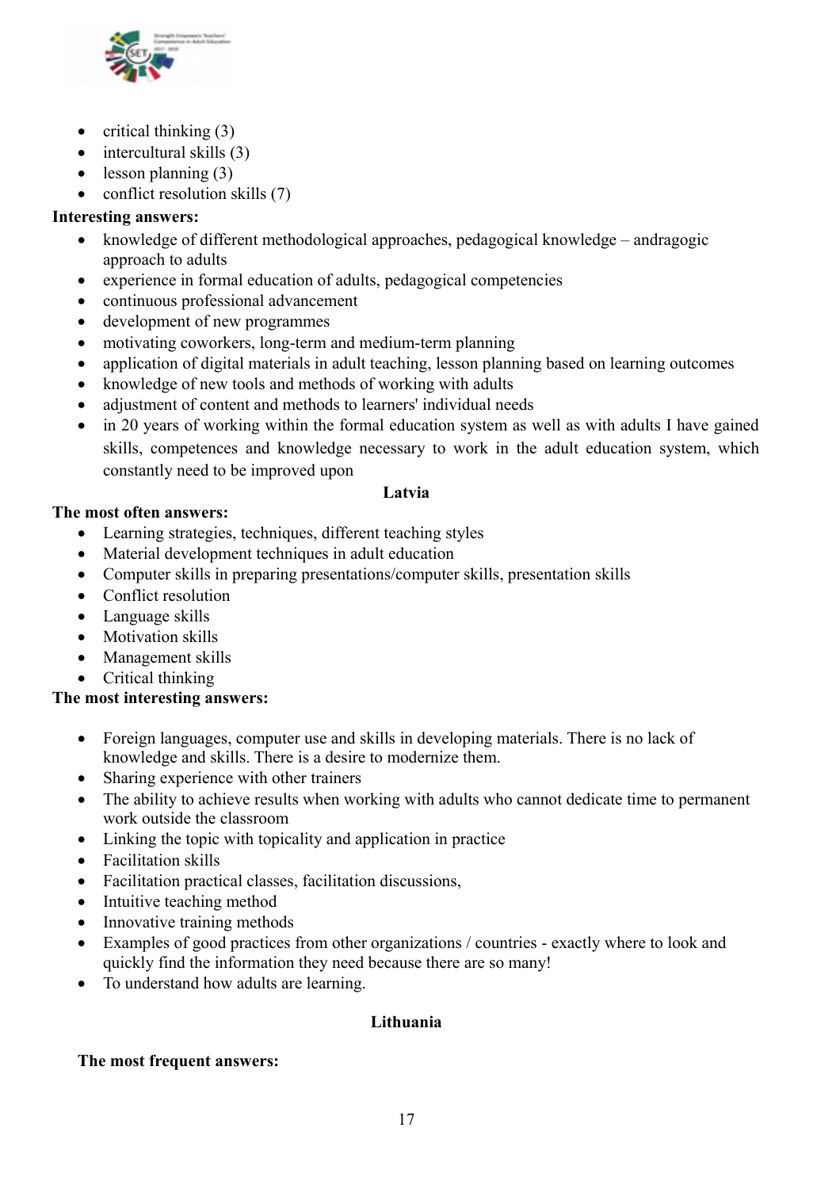- critical thinking (3)
- intercultural skills (3)
- lesson planning (3)
- conflict resolution skills (7)

**Interesting answers:**

- knowledge of different methodological approaches, pedagogical knowledge – andragogic approach to adults
- experience in formal education of adults, pedagogical competencies
- continuous professional advancement
- development of new programmes
- motivating coworkers, long-term and medium-term planning
- application of digital materials in adult teaching, lesson planning based on learning outcomes
- knowledge of new tools and methods of working with adults
- adjustment of content and methods to learners' individual needs
- in 20 years of working within the formal education system as well as with adults I have gained skills, competences and knowledge necessary to work in the adult education system, which constantly need to be improved upon

**Latvia**

**The most often answers:**

- Learning strategies, techniques, different teaching styles
- Material development techniques in adult education
- Computer skills in preparing presentations/computer skills, presentation skills
- Conflict resolution
- Language skills
- Motivation skills
- Management skills
- Critical thinking

**The most interesting answers:**

- Foreign languages, computer use and skills in developing materials. There is no lack of knowledge and skills. There is a desire to modernize them.
- Sharing experience with other trainers
- The ability to achieve results when working with adults who cannot dedicate time to permanent work outside the classroom
- Linking the topic with topicality and application in practice
- Facilitation skills
- Facilitation practical classes, facilitation discussions,
- Intuitive teaching method
- Innovative training methods
- Examples of good practices from other organizations / countries - exactly where to look and quickly find the information they need because there are so many!
- To understand how adults are learning.

**Lithuania**

**The most frequent answers:**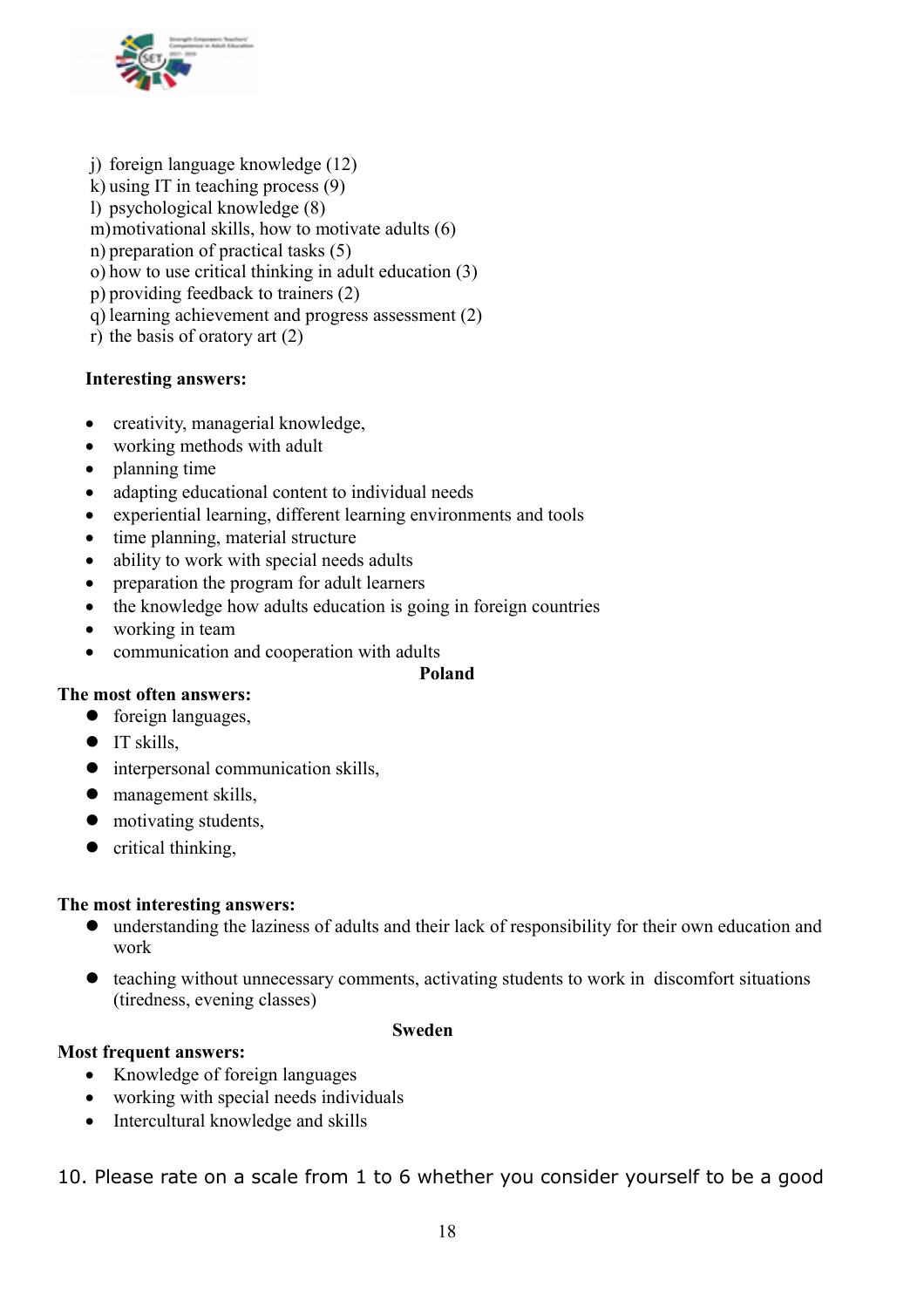j) foreign language knowledge (12)
k) using IT in teaching process (9)
l) psychological knowledge (8)
m) motivational skills, how to motivate adults (6)
n) preparation of practical tasks (5)
o) how to use critical thinking in adult education (3)
p) providing feedback to trainers (2)
q) learning achievement and progress assessment (2)
r) the basis of oratory art (2)

**Interesting answers:**

- creativity, managerial knowledge,
- working methods with adult
- planning time
- adapting educational content to individual needs
- experiential learning, different learning environments and tools
- time planning, material structure
- ability to work with special needs adults
- preparation the program for adult learners
- the knowledge how adults education is going in foreign countries
- working in team
- communication and cooperation with adults

**Poland**

**The most often answers:**

- foreign languages,
- IT skills,
- interpersonal communication skills,
- management skills,
- motivating students,
- critical thinking,

**The most interesting answers:**

- understanding the laziness of adults and their lack of responsibility for their own education and work
- teaching without unnecessary comments, activating students to work in discomfort situations (tiredness, evening classes)

**Sweden**

**Most frequent answers:**

- Knowledge of foreign languages
- working with special needs individuals
- Intercultural knowledge and skills

10. Please rate on a scale from 1 to 6 whether you consider yourself to be a good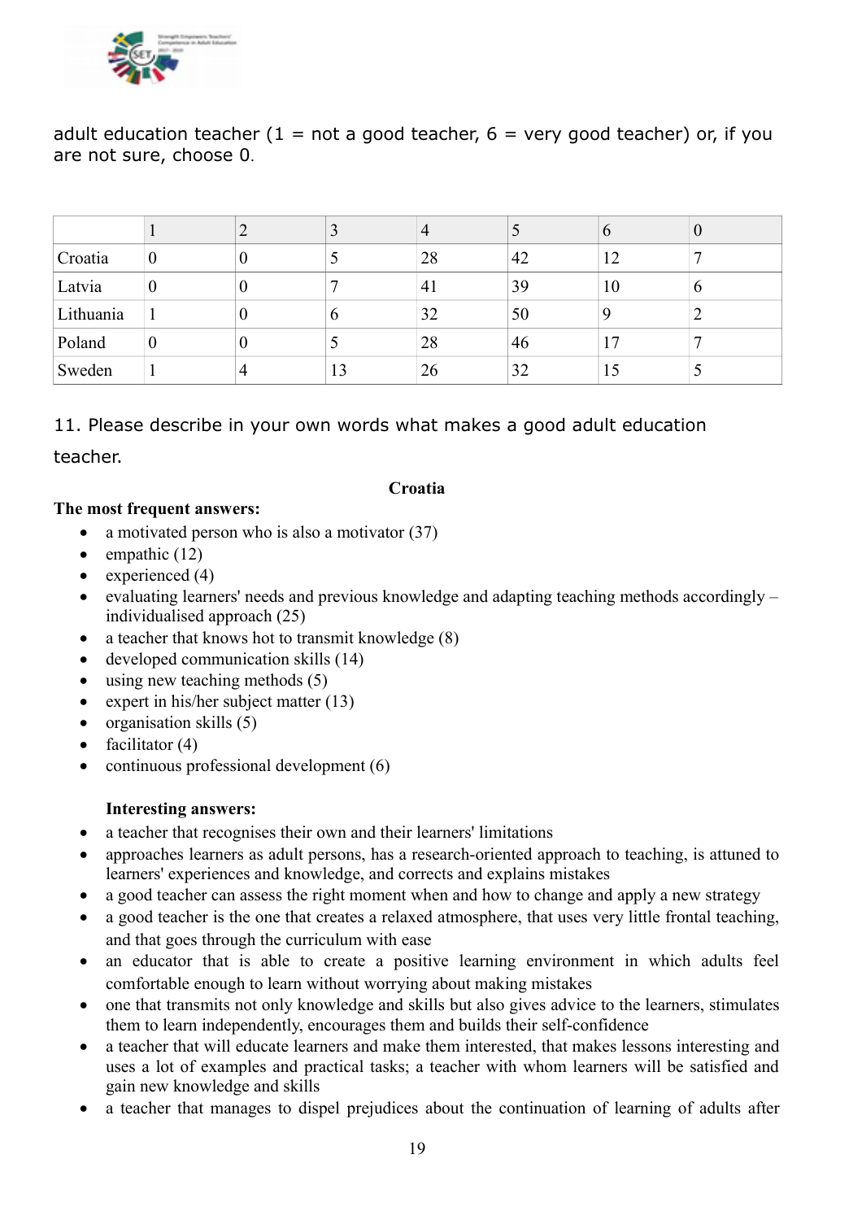adult education teacher (1 = not a good teacher, 6 = very good teacher) or, if you are not sure, choose 0.

| | 1 | 2 | 3 | 4 | 5 | 6 | 0 |
|---|---|---|---|---|---|---|---|
| Croatia | 0 | 0 | 5 | 28 | 42 | 12 | 7 |
| Latvia | 0 | 0 | 7 | 41 | 39 | 10 | 6 |
| Lithuania | 1 | 0 | 6 | 32 | 50 | 9 | 2 |
| Poland | 0 | 0 | 5 | 28 | 46 | 17 | 7 |
| Sweden | 1 | 4 | 13 | 26 | 32 | 15 | 5 |

11. Please describe in your own words what makes a good adult education teacher.

**Croatia**

**The most frequent answers:**

- a motivated person who is also a motivator (37)
- empathic (12)
- experienced (4)
- evaluating learners' needs and previous knowledge and adapting teaching methods accordingly – individualised approach (25)
- a teacher that knows hot to transmit knowledge (8)
- developed communication skills (14)
- using new teaching methods (5)
- expert in his/her subject matter (13)
- organisation skills (5)
- facilitator (4)
- continuous professional development (6)

**Interesting answers:**

- a teacher that recognises their own and their learners' limitations
- approaches learners as adult persons, has a research-oriented approach to teaching, is attuned to learners' experiences and knowledge, and corrects and explains mistakes
- a good teacher can assess the right moment when and how to change and apply a new strategy
- a good teacher is the one that creates a relaxed atmosphere, that uses very little frontal teaching, and that goes through the curriculum with ease
- an educator that is able to create a positive learning environment in which adults feel comfortable enough to learn without worrying about making mistakes
- one that transmits not only knowledge and skills but also gives advice to the learners, stimulates them to learn independently, encourages them and builds their self-confidence
- a teacher that will educate learners and make them interested, that makes lessons interesting and uses a lot of examples and practical tasks; a teacher with whom learners will be satisfied and gain new knowledge and skills
- a teacher that manages to dispel prejudices about the continuation of learning of adults after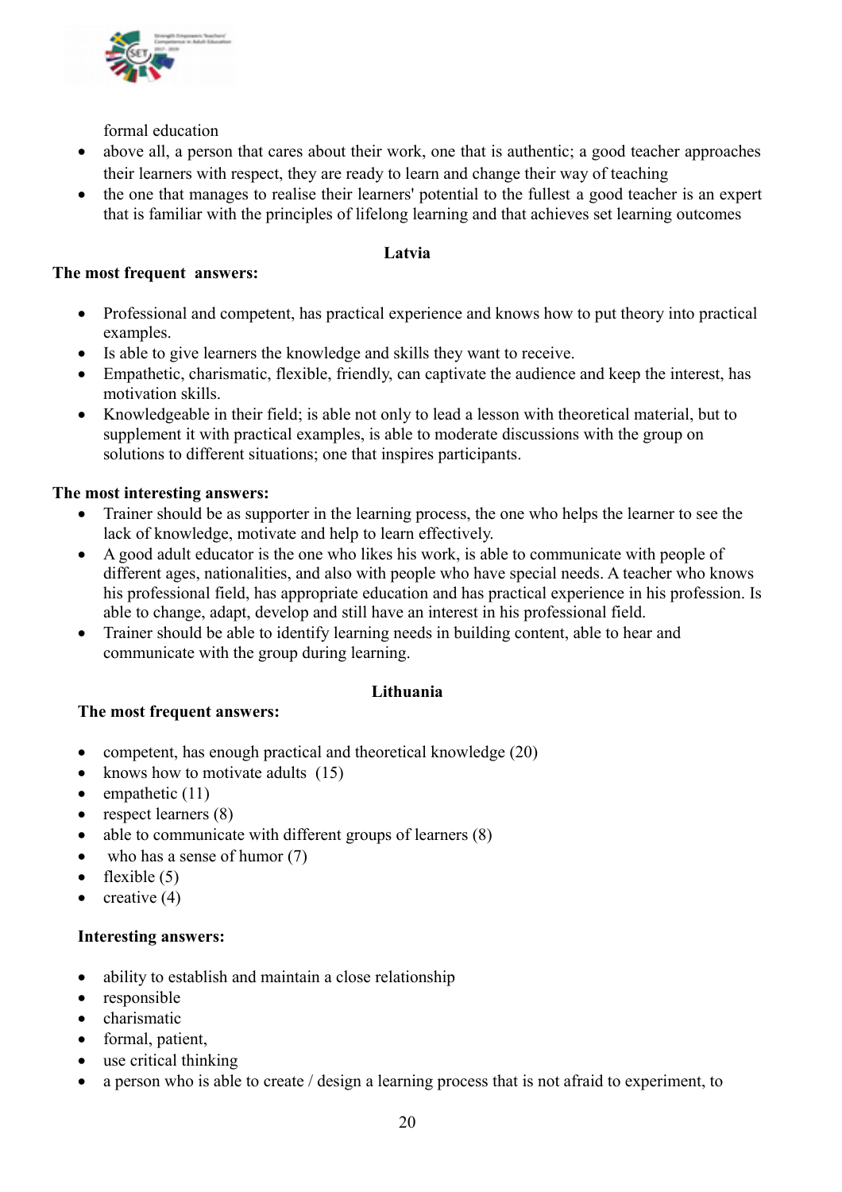formal education

- above all, a person that cares about their work, one that is authentic; a good teacher approaches their learners with respect, they are ready to learn and change their way of teaching
- the one that manages to realise their learners' potential to the fullest a good teacher is an expert that is familiar with the principles of lifelong learning and that achieves set learning outcomes

### Latvia

**The most frequent answers:**

- Professional and competent, has practical experience and knows how to put theory into practical examples.
- Is able to give learners the knowledge and skills they want to receive.
- Empathetic, charismatic, flexible, friendly, can captivate the audience and keep the interest, has motivation skills.
- Knowledgeable in their field; is able not only to lead a lesson with theoretical material, but to supplement it with practical examples, is able to moderate discussions with the group on solutions to different situations; one that inspires participants.

**The most interesting answers:**

- Trainer should be as supporter in the learning process, the one who helps the learner to see the lack of knowledge, motivate and help to learn effectively.
- A good adult educator is the one who likes his work, is able to communicate with people of different ages, nationalities, and also with people who have special needs. A teacher who knows his professional field, has appropriate education and has practical experience in his profession. Is able to change, adapt, develop and still have an interest in his professional field.
- Trainer should be able to identify learning needs in building content, able to hear and communicate with the group during learning.

### Lithuania

**The most frequent answers:**

- competent, has enough practical and theoretical knowledge (20)
- knows how to motivate adults (15)
- empathetic (11)
- respect learners (8)
- able to communicate with different groups of learners (8)
- who has a sense of humor (7)
- flexible (5)
- creative (4)

**Interesting answers:**

- ability to establish and maintain a close relationship
- responsible
- charismatic
- formal, patient,
- use critical thinking
- a person who is able to create / design a learning process that is not afraid to experiment, to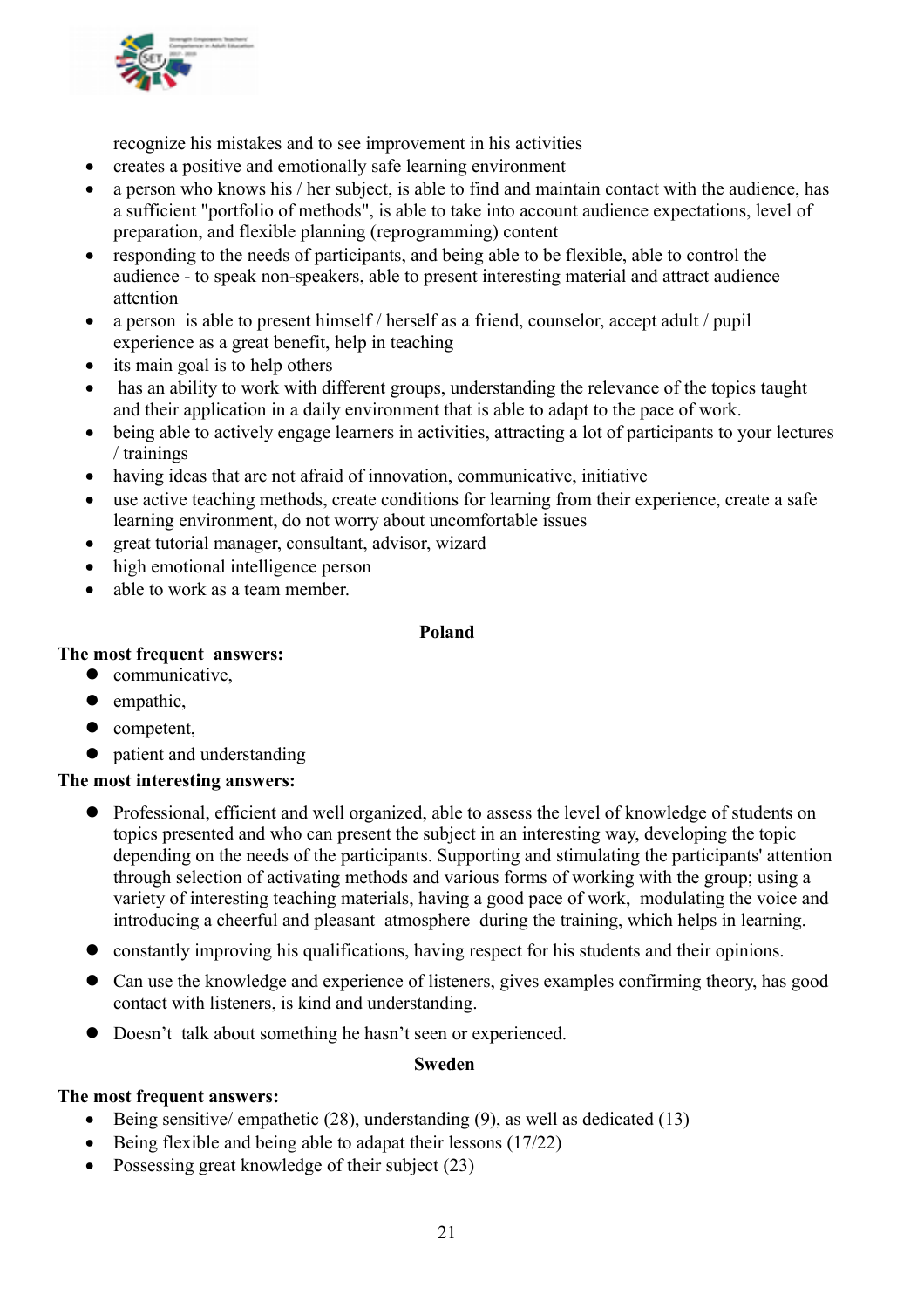recognize his mistakes and to see improvement in his activities

- creates a positive and emotionally safe learning environment
- a person who knows his / her subject, is able to find and maintain contact with the audience, has a sufficient "portfolio of methods", is able to take into account audience expectations, level of preparation, and flexible planning (reprogramming) content
- responding to the needs of participants, and being able to be flexible, able to control the audience - to speak non-speakers, able to present interesting material and attract audience attention
- a person is able to present himself / herself as a friend, counselor, accept adult / pupil experience as a great benefit, help in teaching
- its main goal is to help others
- has an ability to work with different groups, understanding the relevance of the topics taught and their application in a daily environment that is able to adapt to the pace of work.
- being able to actively engage learners in activities, attracting a lot of participants to your lectures / trainings
- having ideas that are not afraid of innovation, communicative, initiative
- use active teaching methods, create conditions for learning from their experience, create a safe learning environment, do not worry about uncomfortable issues
- great tutorial manager, consultant, advisor, wizard
- high emotional intelligence person
- able to work as a team member.

**Poland**

**The most frequent answers:**

- communicative,
- empathic,
- competent,
- patient and understanding

**The most interesting answers:**

- Professional, efficient and well organized, able to assess the level of knowledge of students on topics presented and who can present the subject in an interesting way, developing the topic depending on the needs of the participants. Supporting and stimulating the participants' attention through selection of activating methods and various forms of working with the group; using a variety of interesting teaching materials, having a good pace of work, modulating the voice and introducing a cheerful and pleasant atmosphere during the training, which helps in learning.
- constantly improving his qualifications, having respect for his students and their opinions.
- Can use the knowledge and experience of listeners, gives examples confirming theory, has good contact with listeners, is kind and understanding.
- Doesn't talk about something he hasn't seen or experienced.

**Sweden**

**The most frequent answers:**

- Being sensitive/ empathetic (28), understanding (9), as well as dedicated (13)
- Being flexible and being able to adapat their lessons (17/22)
- Possessing great knowledge of their subject (23)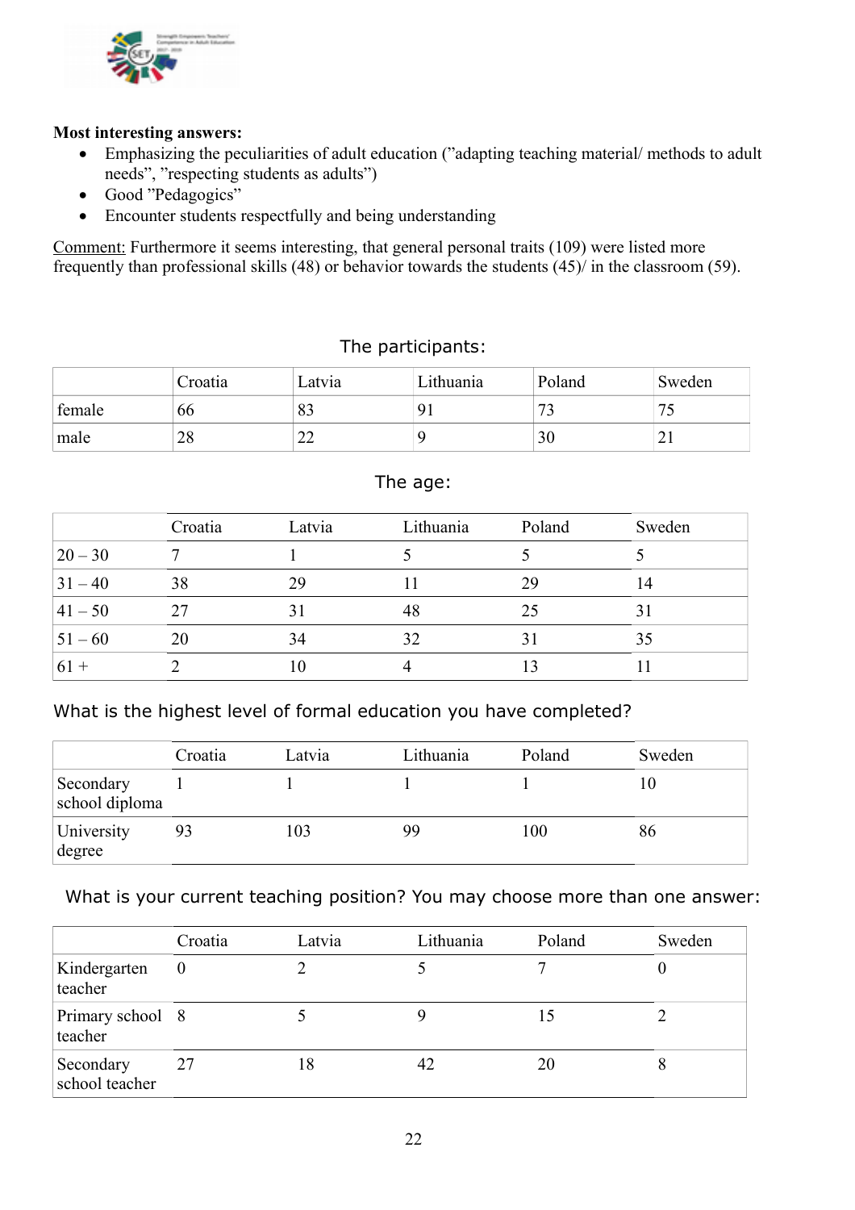**Most interesting answers:**

- Emphasizing the peculiarities of adult education (”adapting teaching material/ methods to adult needs”, ”respecting students as adults”)
- Good ”Pedagogics”
- Encounter students respectfully and being understanding

Comment: Furthermore it seems interesting, that general personal traits (109) were listed more frequently than professional skills (48) or behavior towards the students (45)/ in the classroom (59).

The participants:

| | Croatia | Latvia | Lithuania | Poland | Sweden |
|---|---|---|---|---|---|
| female | 66 | 83 | 91 | 73 | 75 |
| male | 28 | 22 | 9 | 30 | 21 |

The age:

| | Croatia | Latvia | Lithuania | Poland | Sweden |
|---|---|---|---|---|---|
| 20 – 30 | 7 | 1 | 5 | 5 | 5 |
| 31 – 40 | 38 | 29 | 11 | 29 | 14 |
| 41 – 50 | 27 | 31 | 48 | 25 | 31 |
| 51 – 60 | 20 | 34 | 32 | 31 | 35 |
| 61 + | 2 | 10 | 4 | 13 | 11 |

What is the highest level of formal education you have completed?

| | Croatia | Latvia | Lithuania | Poland | Sweden |
|---|---|---|---|---|---|
| Secondary school diploma | 1 | 1 | 1 | 1 | 10 |
| University degree | 93 | 103 | 99 | 100 | 86 |

What is your current teaching position? You may choose more than one answer:

| | Croatia | Latvia | Lithuania | Poland | Sweden |
|---|---|---|---|---|---|
| Kindergarten teacher | 0 | 2 | 5 | 7 | 0 |
| Primary school teacher | 8 | 5 | 9 | 15 | 2 |
| Secondary school teacher | 27 | 18 | 42 | 20 | 8 |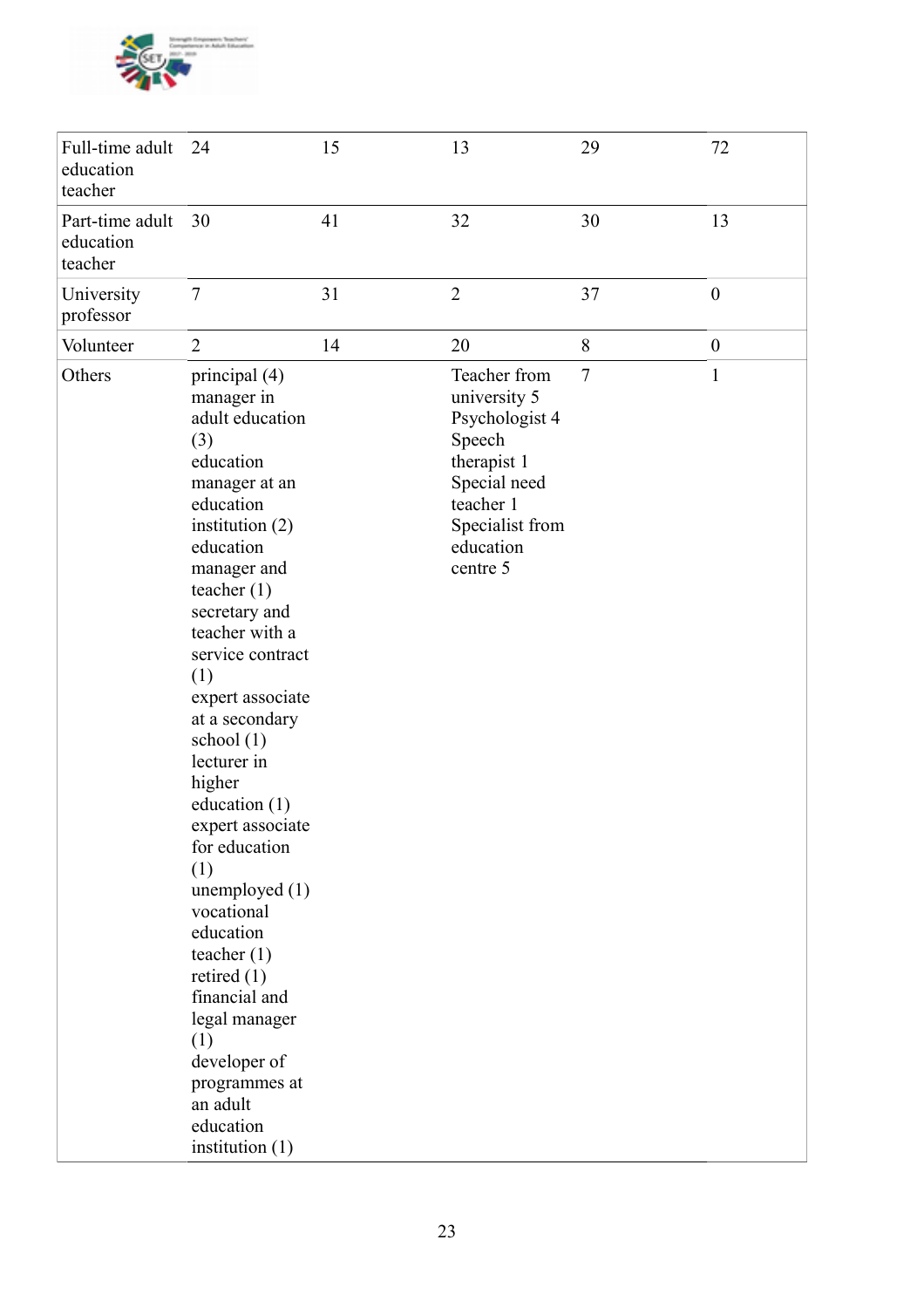| | | | | | |
|---|---|---|---|---|---|
| Full-time adult education teacher | 24 | 15 | 13 | 29 | 72 |
| Part-time adult education teacher | 30 | 41 | 32 | 30 | 13 |
| University professor | 7 | 31 | 2 | 37 | 0 |
| Volunteer | 2 | 14 | 20 | 8 | 0 |
| Others | principal (4) manager in adult education (3) education manager at an education institution (2) education manager and teacher (1) secretary and teacher with a service contract (1) expert associate at a secondary school (1) lecturer in higher education (1) expert associate for education (1) unemployed (1) vocational education teacher (1) retired (1) financial and legal manager (1) developer of programmes at an adult education institution (1) | | Teacher from university 5 Psychologist 4 Speech therapist 1 Special need teacher 1 Specialist from education centre 5 | 7 | 1 |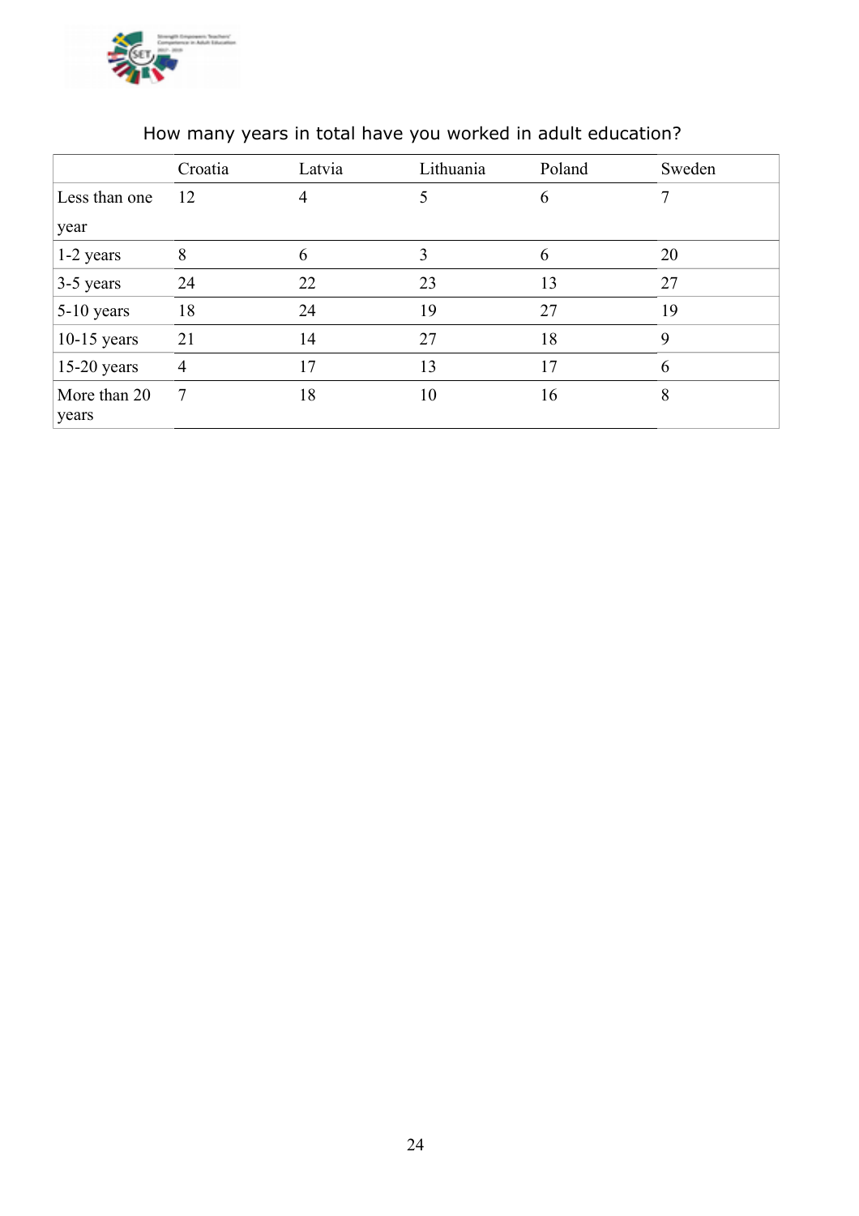How many years in total have you worked in adult education?

| | Croatia | Latvia | Lithuania | Poland | Sweden |
|---|---|---|---|---|---|
| Less than one year | 12 | 4 | 5 | 6 | 7 |
| 1-2 years | 8 | 6 | 3 | 6 | 20 |
| 3-5 years | 24 | 22 | 23 | 13 | 27 |
| 5-10 years | 18 | 24 | 19 | 27 | 19 |
| 10-15 years | 21 | 14 | 27 | 18 | 9 |
| 15-20 years | 4 | 17 | 13 | 17 | 6 |
| More than 20 years | 7 | 18 | 10 | 16 | 8 |